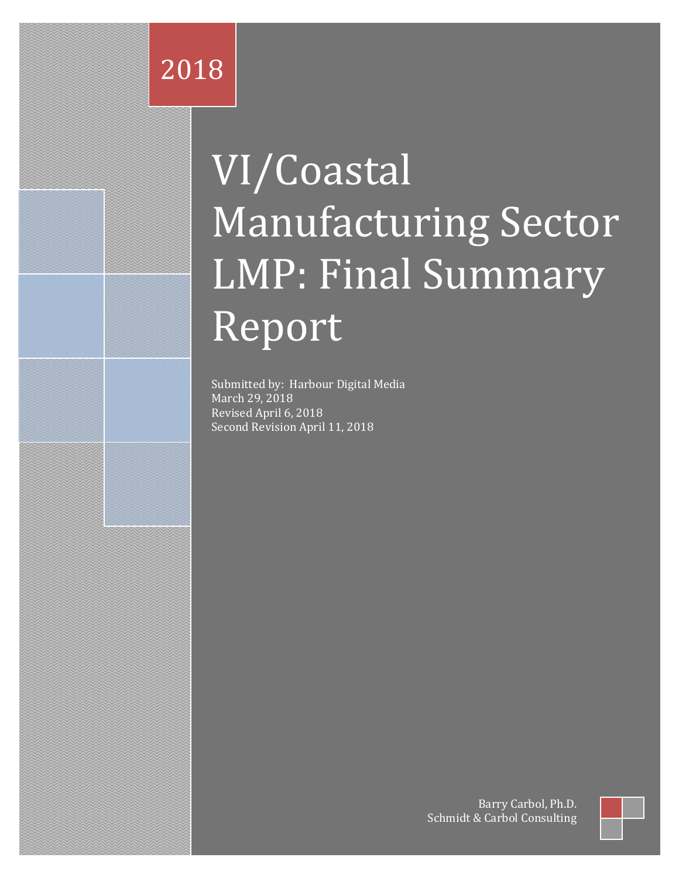2018

# VI/Coastal Manufacturing Sector LMP: Final Summary Report

Submitted by: Harbour Digital Media
March 29, 2018
Revised April 6, 2018
Second Revision April 11, 2018

Barry Carbol, Ph.D.
Schmidt & Carbol Consulting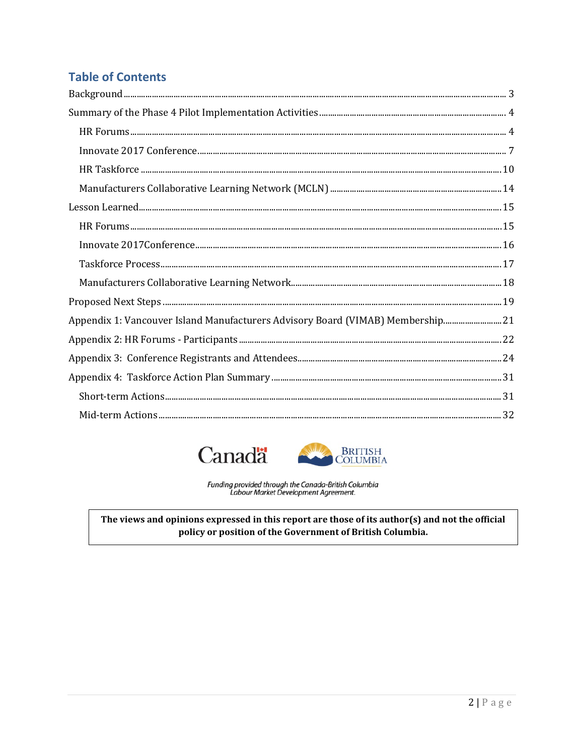## Table of Contents

Background ..... 3

Summary of the Phase 4 Pilot Implementation Activities ..... 4

- HR Forums ..... 4
- Innovate 2017 Conference ..... 7
- HR Taskforce ..... 10
- Manufacturers Collaborative Learning Network (MCLN) ..... 14

Lesson Learned ..... 15

- HR Forums ..... 15
- Innovate 2017Conference ..... 16
- Taskforce Process ..... 17
- Manufacturers Collaborative Learning Network ..... 18

Proposed Next Steps ..... 19

Appendix 1: Vancouver Island Manufacturers Advisory Board (VIMAB) Membership ..... 21

Appendix 2: HR Forums - Participants ..... 22

Appendix 3: Conference Registrants and Attendees ..... 24

Appendix 4: Taskforce Action Plan Summary ..... 31

- Short-term Actions ..... 31
- Mid-term Actions ..... 32

Canada

British Columbia

*Funding provided through the Canada-British Columbia Labour Market Development Agreement.*

**The views and opinions expressed in this report are those of its author(s) and not the official policy or position of the Government of British Columbia.**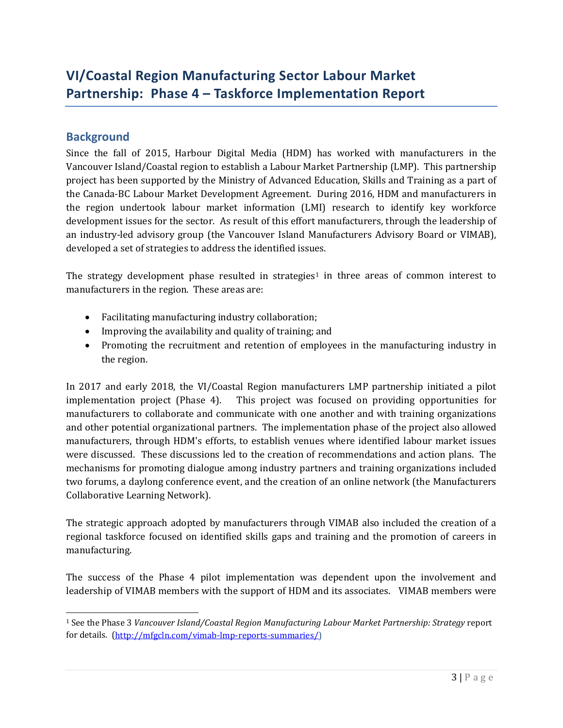# VI/Coastal Region Manufacturing Sector Labour Market Partnership: Phase 4 – Taskforce Implementation Report

## Background

Since the fall of 2015, Harbour Digital Media (HDM) has worked with manufacturers in the Vancouver Island/Coastal region to establish a Labour Market Partnership (LMP). This partnership project has been supported by the Ministry of Advanced Education, Skills and Training as a part of the Canada-BC Labour Market Development Agreement. During 2016, HDM and manufacturers in the region undertook labour market information (LMI) research to identify key workforce development issues for the sector. As result of this effort manufacturers, through the leadership of an industry-led advisory group (the Vancouver Island Manufacturers Advisory Board or VIMAB), developed a set of strategies to address the identified issues.

The strategy development phase resulted in strategies[1] in three areas of common interest to manufacturers in the region. These areas are:

- Facilitating manufacturing industry collaboration;
- Improving the availability and quality of training; and
- Promoting the recruitment and retention of employees in the manufacturing industry in the region.

In 2017 and early 2018, the VI/Coastal Region manufacturers LMP partnership initiated a pilot implementation project (Phase 4). This project was focused on providing opportunities for manufacturers to collaborate and communicate with one another and with training organizations and other potential organizational partners. The implementation phase of the project also allowed manufacturers, through HDM's efforts, to establish venues where identified labour market issues were discussed. These discussions led to the creation of recommendations and action plans. The mechanisms for promoting dialogue among industry partners and training organizations included two forums, a daylong conference event, and the creation of an online network (the Manufacturers Collaborative Learning Network).

The strategic approach adopted by manufacturers through VIMAB also included the creation of a regional taskforce focused on identified skills gaps and training and the promotion of careers in manufacturing.

The success of the Phase 4 pilot implementation was dependent upon the involvement and leadership of VIMAB members with the support of HDM and its associates. VIMAB members were

---

[1] See the Phase 3 *Vancouver Island/Coastal Region Manufacturing Labour Market Partnership: Strategy* report for details. (http://mfgcln.com/vimab-lmp-reports-summaries/)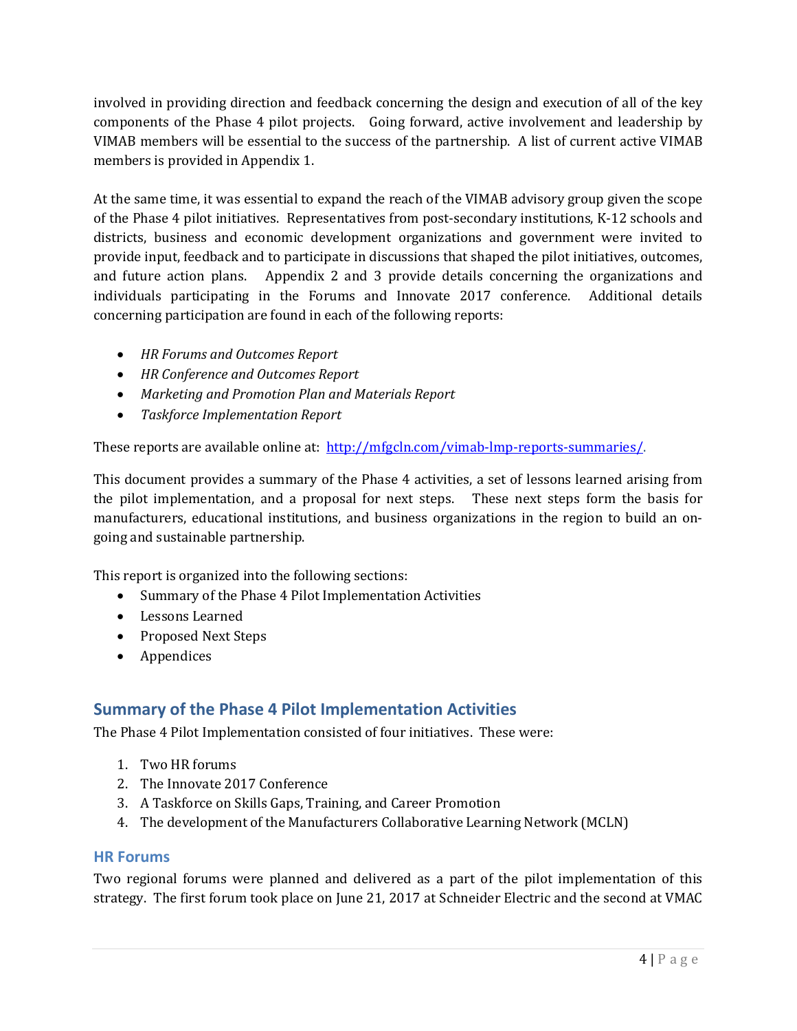involved in providing direction and feedback concerning the design and execution of all of the key components of the Phase 4 pilot projects. Going forward, active involvement and leadership by VIMAB members will be essential to the success of the partnership. A list of current active VIMAB members is provided in Appendix 1.

At the same time, it was essential to expand the reach of the VIMAB advisory group given the scope of the Phase 4 pilot initiatives. Representatives from post-secondary institutions, K-12 schools and districts, business and economic development organizations and government were invited to provide input, feedback and to participate in discussions that shaped the pilot initiatives, outcomes, and future action plans. Appendix 2 and 3 provide details concerning the organizations and individuals participating in the Forums and Innovate 2017 conference. Additional details concerning participation are found in each of the following reports:

- *HR Forums and Outcomes Report*
- *HR Conference and Outcomes Report*
- *Marketing and Promotion Plan and Materials Report*
- *Taskforce Implementation Report*

These reports are available online at: [http://mfgcln.com/vimab-lmp-reports-summaries/](http://mfgcln.com/vimab-lmp-reports-summaries/).

This document provides a summary of the Phase 4 activities, a set of lessons learned arising from the pilot implementation, and a proposal for next steps. These next steps form the basis for manufacturers, educational institutions, and business organizations in the region to build an on-going and sustainable partnership.

This report is organized into the following sections:

- Summary of the Phase 4 Pilot Implementation Activities
- Lessons Learned
- Proposed Next Steps
- Appendices

## Summary of the Phase 4 Pilot Implementation Activities

The Phase 4 Pilot Implementation consisted of four initiatives. These were:

1. Two HR forums
2. The Innovate 2017 Conference
3. A Taskforce on Skills Gaps, Training, and Career Promotion
4. The development of the Manufacturers Collaborative Learning Network (MCLN)

### HR Forums

Two regional forums were planned and delivered as a part of the pilot implementation of this strategy. The first forum took place on June 21, 2017 at Schneider Electric and the second at VMAC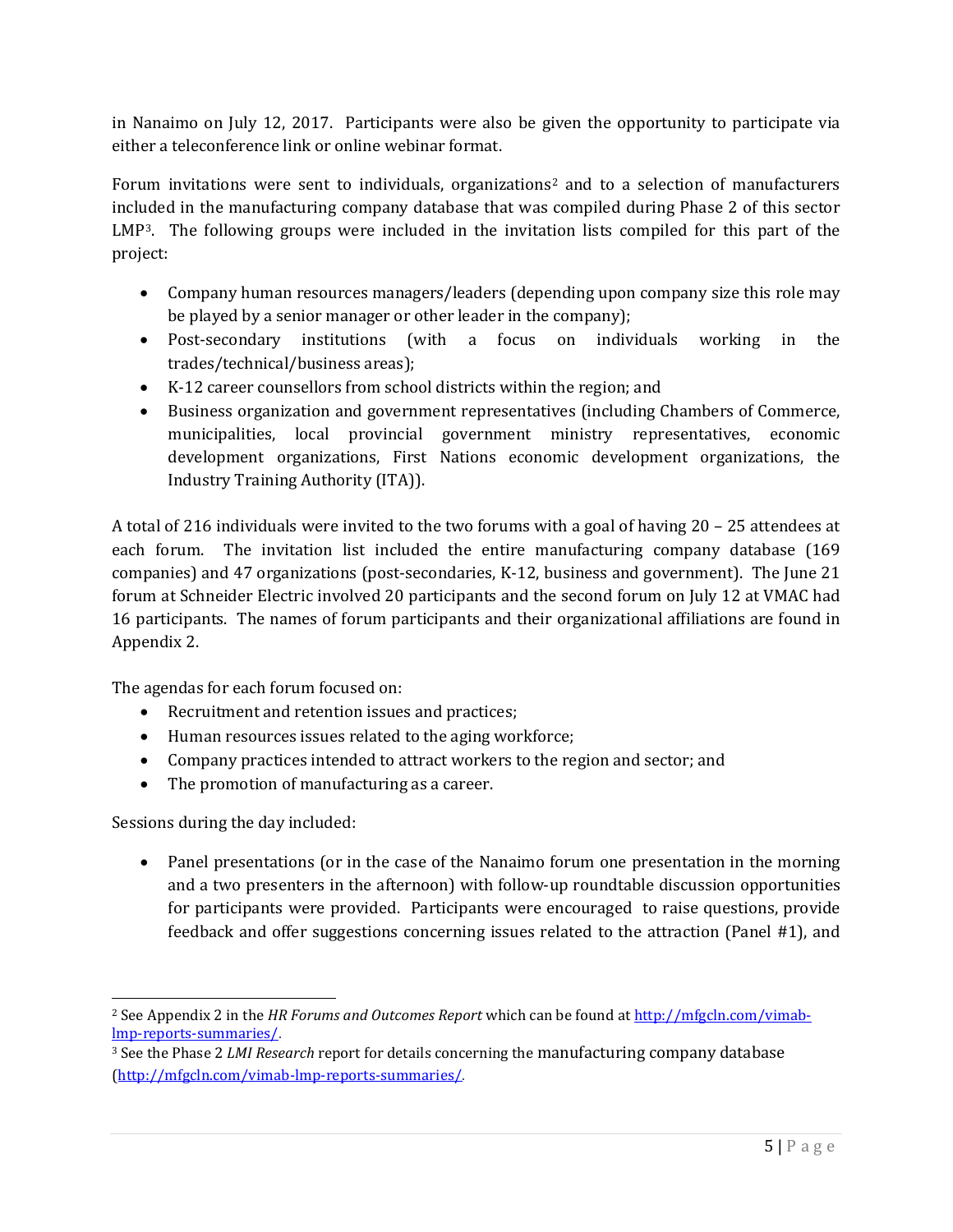in Nanaimo on July 12, 2017. Participants were also be given the opportunity to participate via either a teleconference link or online webinar format.

Forum invitations were sent to individuals, organizations[2] and to a selection of manufacturers included in the manufacturing company database that was compiled during Phase 2 of this sector LMP[3]. The following groups were included in the invitation lists compiled for this part of the project:

- Company human resources managers/leaders (depending upon company size this role may be played by a senior manager or other leader in the company);
- Post-secondary institutions (with a focus on individuals working in the trades/technical/business areas);
- K-12 career counsellors from school districts within the region; and
- Business organization and government representatives (including Chambers of Commerce, municipalities, local provincial government ministry representatives, economic development organizations, First Nations economic development organizations, the Industry Training Authority (ITA)).

A total of 216 individuals were invited to the two forums with a goal of having 20 – 25 attendees at each forum. The invitation list included the entire manufacturing company database (169 companies) and 47 organizations (post-secondaries, K-12, business and government). The June 21 forum at Schneider Electric involved 20 participants and the second forum on July 12 at VMAC had 16 participants. The names of forum participants and their organizational affiliations are found in Appendix 2.

The agendas for each forum focused on:

- Recruitment and retention issues and practices;
- Human resources issues related to the aging workforce;
- Company practices intended to attract workers to the region and sector; and
- The promotion of manufacturing as a career.

Sessions during the day included:

- Panel presentations (or in the case of the Nanaimo forum one presentation in the morning and a two presenters in the afternoon) with follow-up roundtable discussion opportunities for participants were provided. Participants were encouraged to raise questions, provide feedback and offer suggestions concerning issues related to the attraction (Panel #1), and

---

[2] See Appendix 2 in the *HR Forums and Outcomes Report* which can be found at [http://mfgcln.com/vimab-lmp-reports-summaries/](http://mfgcln.com/vimab-lmp-reports-summaries/).

[3] See the Phase 2 *LMI Research* report for details concerning the manufacturing company database ([http://mfgcln.com/vimab-lmp-reports-summaries/](http://mfgcln.com/vimab-lmp-reports-summaries/).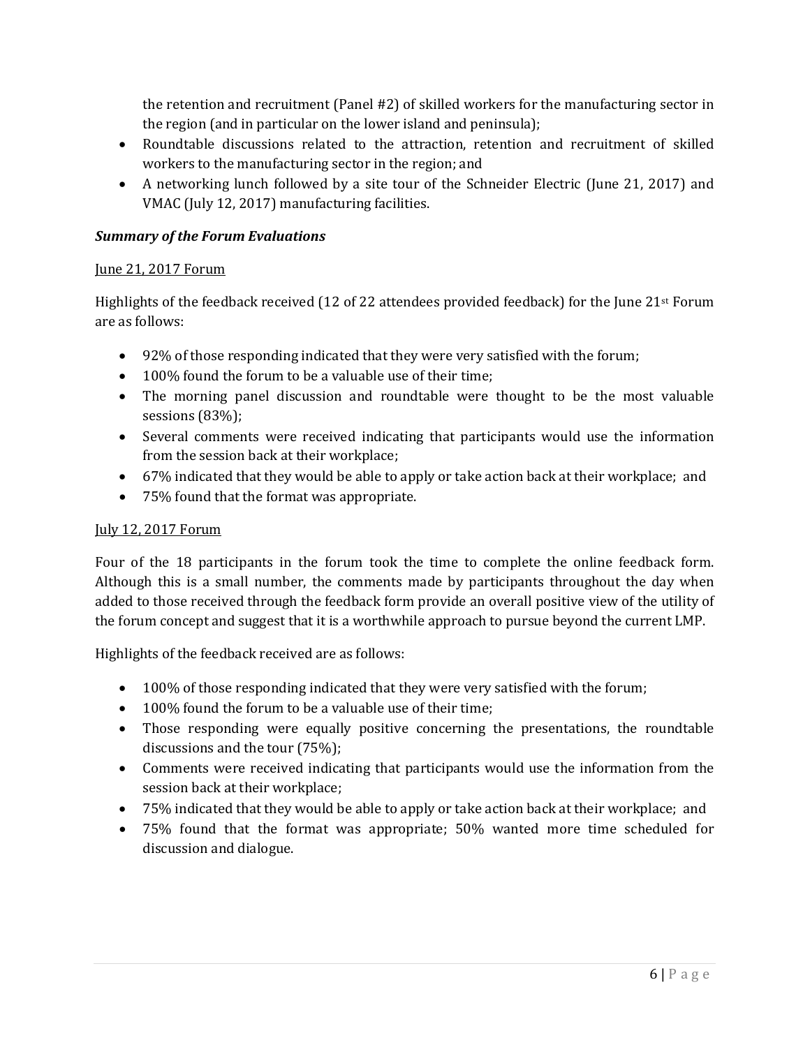the retention and recruitment (Panel #2) of skilled workers for the manufacturing sector in the region (and in particular on the lower island and peninsula);

- Roundtable discussions related to the attraction, retention and recruitment of skilled workers to the manufacturing sector in the region; and
- A networking lunch followed by a site tour of the Schneider Electric (June 21, 2017) and VMAC (July 12, 2017) manufacturing facilities.

***Summary of the Forum Evaluations***

<u>June 21, 2017 Forum</u>

Highlights of the feedback received (12 of 22 attendees provided feedback) for the June 21st Forum are as follows:

- 92% of those responding indicated that they were very satisfied with the forum;
- 100% found the forum to be a valuable use of their time;
- The morning panel discussion and roundtable were thought to be the most valuable sessions (83%);
- Several comments were received indicating that participants would use the information from the session back at their workplace;
- 67% indicated that they would be able to apply or take action back at their workplace; and
- 75% found that the format was appropriate.

<u>July 12, 2017 Forum</u>

Four of the 18 participants in the forum took the time to complete the online feedback form. Although this is a small number, the comments made by participants throughout the day when added to those received through the feedback form provide an overall positive view of the utility of the forum concept and suggest that it is a worthwhile approach to pursue beyond the current LMP.

Highlights of the feedback received are as follows:

- 100% of those responding indicated that they were very satisfied with the forum;
- 100% found the forum to be a valuable use of their time;
- Those responding were equally positive concerning the presentations, the roundtable discussions and the tour (75%);
- Comments were received indicating that participants would use the information from the session back at their workplace;
- 75% indicated that they would be able to apply or take action back at their workplace; and
- 75% found that the format was appropriate; 50% wanted more time scheduled for discussion and dialogue.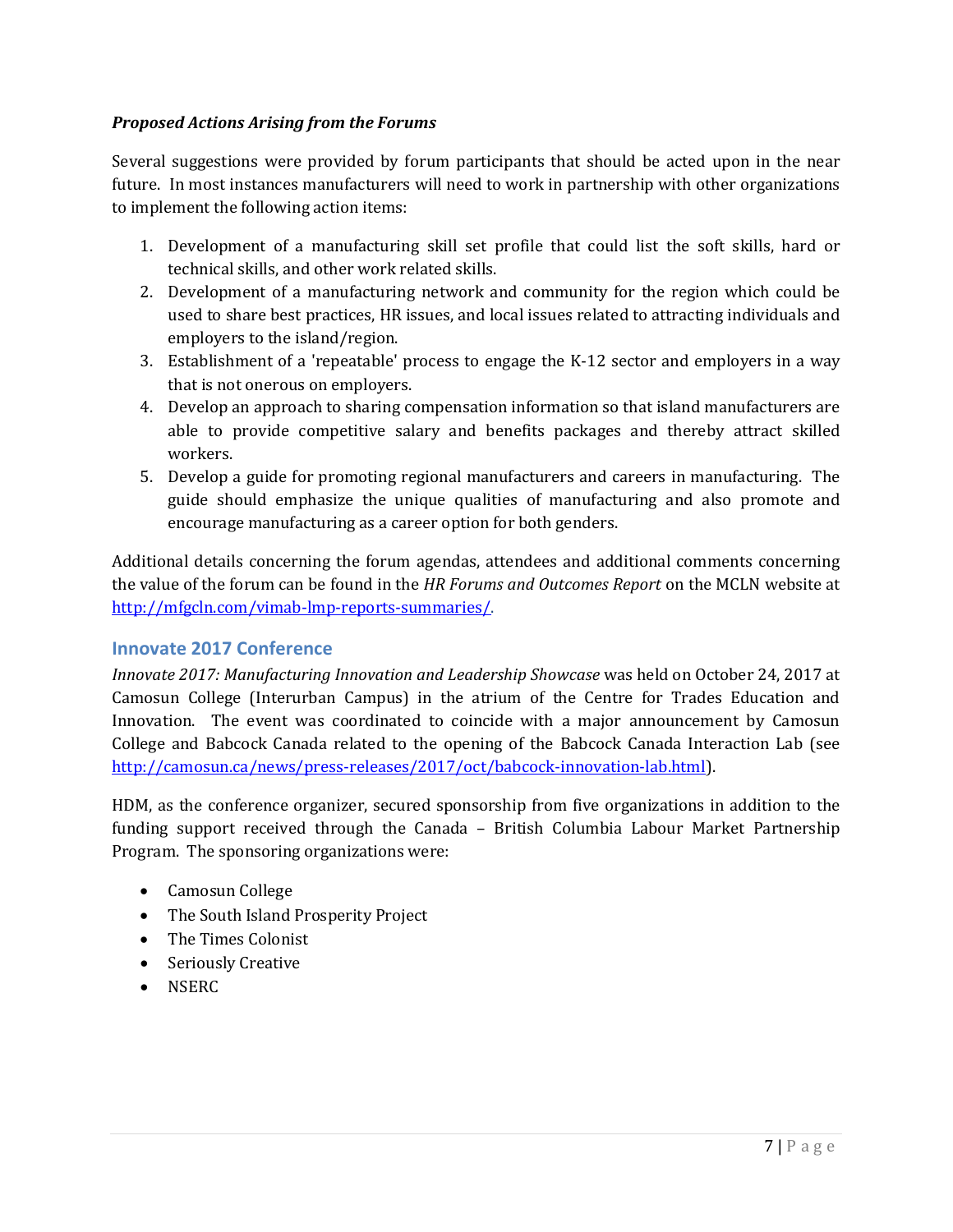### *Proposed Actions Arising from the Forums*

Several suggestions were provided by forum participants that should be acted upon in the near future. In most instances manufacturers will need to work in partnership with other organizations to implement the following action items:

1. Development of a manufacturing skill set profile that could list the soft skills, hard or technical skills, and other work related skills.
2. Development of a manufacturing network and community for the region which could be used to share best practices, HR issues, and local issues related to attracting individuals and employers to the island/region.
3. Establishment of a 'repeatable' process to engage the K-12 sector and employers in a way that is not onerous on employers.
4. Develop an approach to sharing compensation information so that island manufacturers are able to provide competitive salary and benefits packages and thereby attract skilled workers.
5. Develop a guide for promoting regional manufacturers and careers in manufacturing. The guide should emphasize the unique qualities of manufacturing and also promote and encourage manufacturing as a career option for both genders.

Additional details concerning the forum agendas, attendees and additional comments concerning the value of the forum can be found in the *HR Forums and Outcomes Report* on the MCLN website at http://mfgcln.com/vimab-lmp-reports-summaries/.

## Innovate 2017 Conference

*Innovate 2017: Manufacturing Innovation and Leadership Showcase* was held on October 24, 2017 at Camosun College (Interurban Campus) in the atrium of the Centre for Trades Education and Innovation. The event was coordinated to coincide with a major announcement by Camosun College and Babcock Canada related to the opening of the Babcock Canada Interaction Lab (see http://camosun.ca/news/press-releases/2017/oct/babcock-innovation-lab.html).

HDM, as the conference organizer, secured sponsorship from five organizations in addition to the funding support received through the Canada – British Columbia Labour Market Partnership Program. The sponsoring organizations were:

- Camosun College
- The South Island Prosperity Project
- The Times Colonist
- Seriously Creative
- NSERC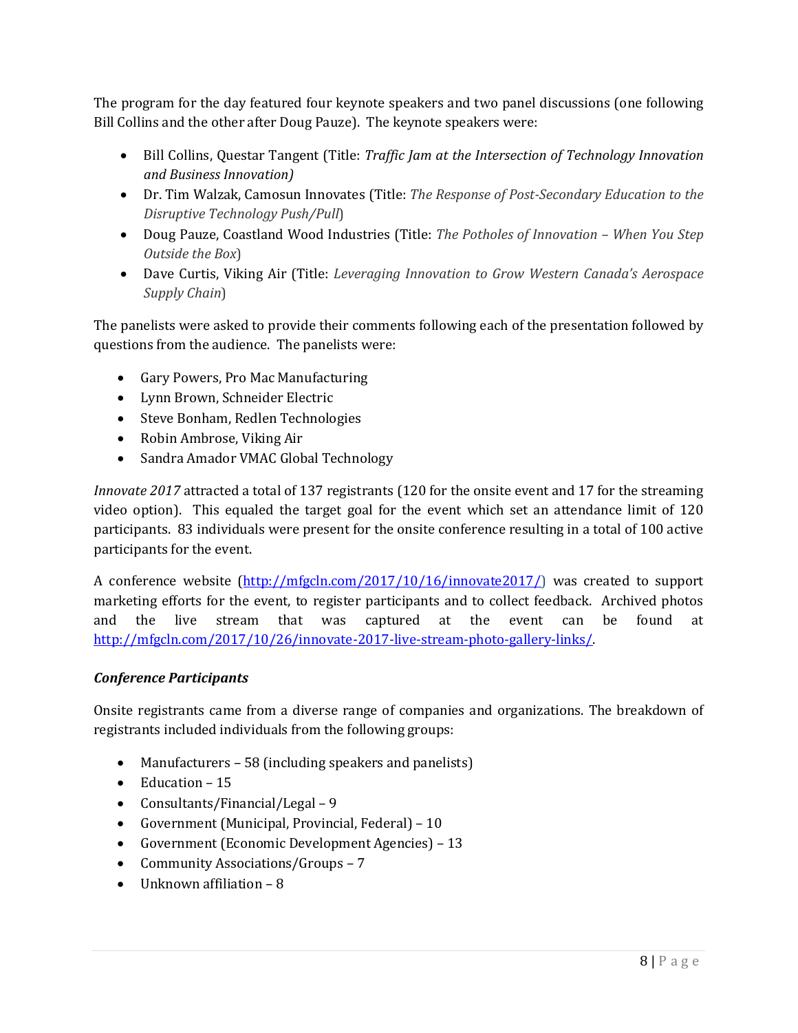The program for the day featured four keynote speakers and two panel discussions (one following Bill Collins and the other after Doug Pauze). The keynote speakers were:

- Bill Collins, Questar Tangent (Title: *Traffic Jam at the Intersection of Technology Innovation and Business Innovation)*
- Dr. Tim Walzak, Camosun Innovates (Title: *The Response of Post-Secondary Education to the Disruptive Technology Push/Pull*)
- Doug Pauze, Coastland Wood Industries (Title: *The Potholes of Innovation – When You Step Outside the Box*)
- Dave Curtis, Viking Air (Title: *Leveraging Innovation to Grow Western Canada's Aerospace Supply Chain*)

The panelists were asked to provide their comments following each of the presentation followed by questions from the audience. The panelists were:

- Gary Powers, Pro Mac Manufacturing
- Lynn Brown, Schneider Electric
- Steve Bonham, Redlen Technologies
- Robin Ambrose, Viking Air
- Sandra Amador VMAC Global Technology

*Innovate 2017* attracted a total of 137 registrants (120 for the onsite event and 17 for the streaming video option). This equaled the target goal for the event which set an attendance limit of 120 participants. 83 individuals were present for the onsite conference resulting in a total of 100 active participants for the event.

A conference website (http://mfgcln.com/2017/10/16/innovate2017/) was created to support marketing efforts for the event, to register participants and to collect feedback. Archived photos and the live stream that was captured at the event can be found at http://mfgcln.com/2017/10/26/innovate-2017-live-stream-photo-gallery-links/.

***Conference Participants***

Onsite registrants came from a diverse range of companies and organizations. The breakdown of registrants included individuals from the following groups:

- Manufacturers – 58 (including speakers and panelists)
- Education – 15
- Consultants/Financial/Legal – 9
- Government (Municipal, Provincial, Federal) – 10
- Government (Economic Development Agencies) – 13
- Community Associations/Groups – 7
- Unknown affiliation – 8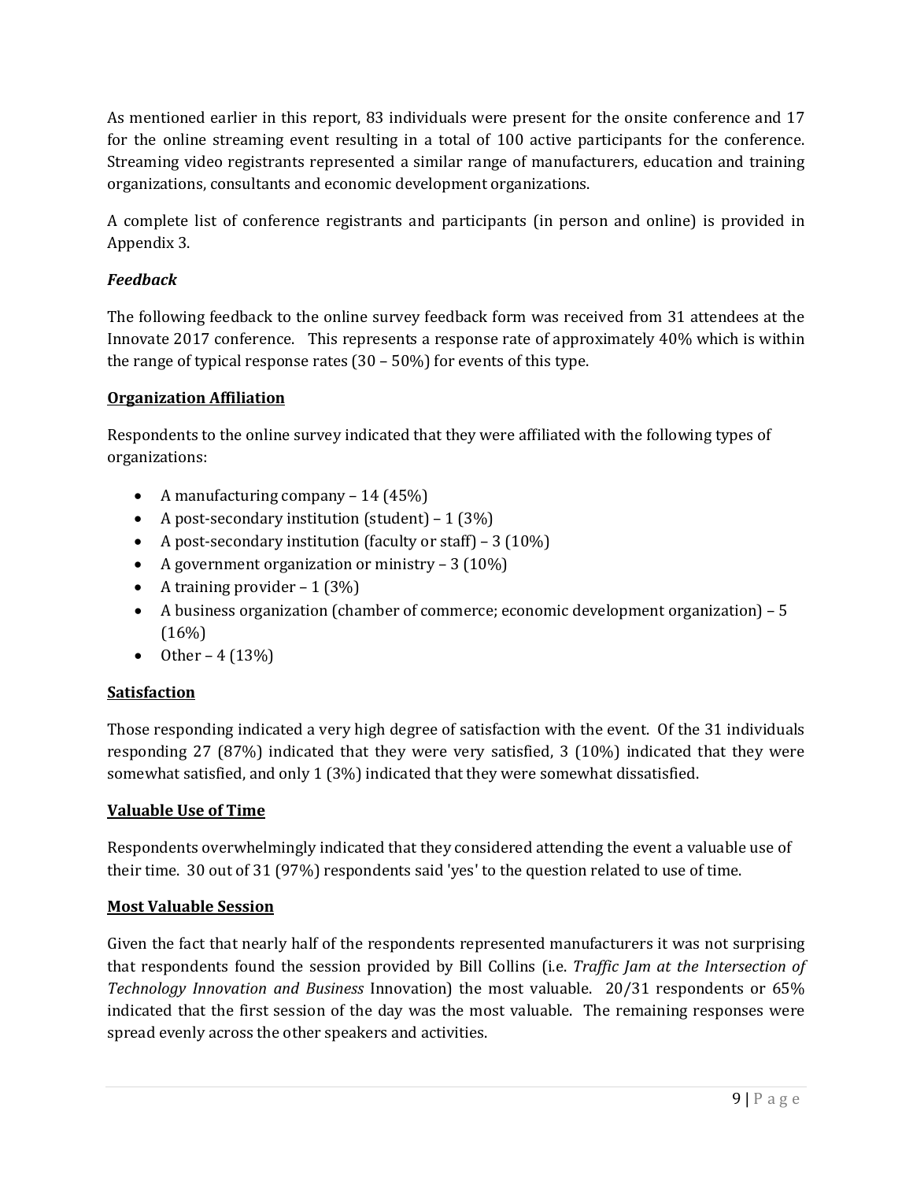As mentioned earlier in this report, 83 individuals were present for the onsite conference and 17 for the online streaming event resulting in a total of 100 active participants for the conference. Streaming video registrants represented a similar range of manufacturers, education and training organizations, consultants and economic development organizations.

A complete list of conference registrants and participants (in person and online) is provided in Appendix 3.

### *Feedback*

The following feedback to the online survey feedback form was received from 31 attendees at the Innovate 2017 conference. This represents a response rate of approximately 40% which is within the range of typical response rates (30 – 50%) for events of this type.

#### Organization Affiliation

Respondents to the online survey indicated that they were affiliated with the following types of organizations:

- A manufacturing company – 14 (45%)
- A post-secondary institution (student) – 1 (3%)
- A post-secondary institution (faculty or staff) – 3 (10%)
- A government organization or ministry – 3 (10%)
- A training provider – 1 (3%)
- A business organization (chamber of commerce; economic development organization) – 5 (16%)
- Other – 4 (13%)

#### Satisfaction

Those responding indicated a very high degree of satisfaction with the event. Of the 31 individuals responding 27 (87%) indicated that they were very satisfied, 3 (10%) indicated that they were somewhat satisfied, and only 1 (3%) indicated that they were somewhat dissatisfied.

#### Valuable Use of Time

Respondents overwhelmingly indicated that they considered attending the event a valuable use of their time. 30 out of 31 (97%) respondents said 'yes' to the question related to use of time.

#### Most Valuable Session

Given the fact that nearly half of the respondents represented manufacturers it was not surprising that respondents found the session provided by Bill Collins (i.e. *Traffic Jam at the Intersection of Technology Innovation and Business* Innovation) the most valuable. 20/31 respondents or 65% indicated that the first session of the day was the most valuable. The remaining responses were spread evenly across the other speakers and activities.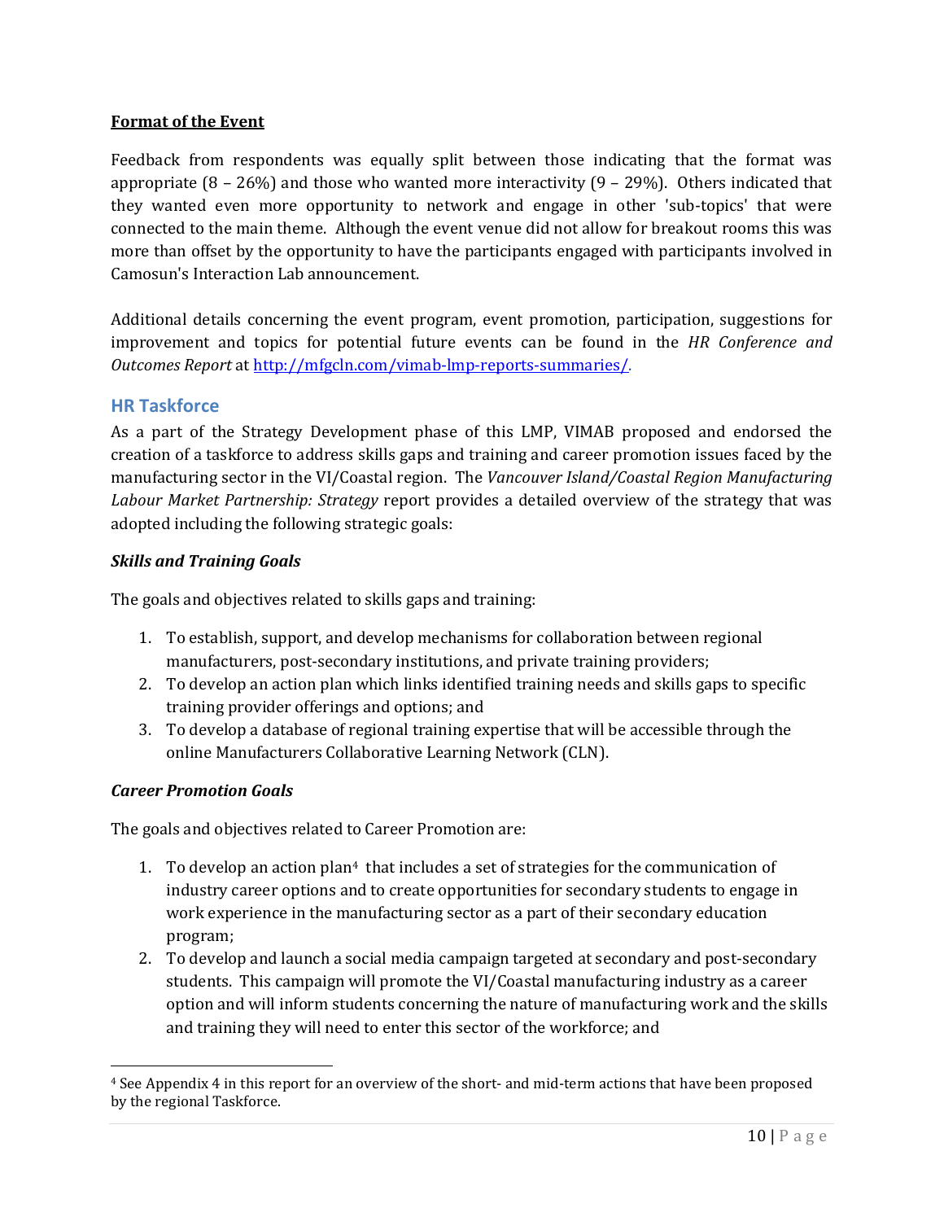**Format of the Event**

Feedback from respondents was equally split between those indicating that the format was appropriate (8 – 26%) and those who wanted more interactivity (9 – 29%). Others indicated that they wanted even more opportunity to network and engage in other 'sub-topics' that were connected to the main theme. Although the event venue did not allow for breakout rooms this was more than offset by the opportunity to have the participants engaged with participants involved in Camosun's Interaction Lab announcement.

Additional details concerning the event program, event promotion, participation, suggestions for improvement and topics for potential future events can be found in the *HR Conference and Outcomes Report* at http://mfgcln.com/vimab-lmp-reports-summaries/.

## HR Taskforce

As a part of the Strategy Development phase of this LMP, VIMAB proposed and endorsed the creation of a taskforce to address skills gaps and training and career promotion issues faced by the manufacturing sector in the VI/Coastal region. The *Vancouver Island/Coastal Region Manufacturing Labour Market Partnership: Strategy* report provides a detailed overview of the strategy that was adopted including the following strategic goals:

***Skills and Training Goals***

The goals and objectives related to skills gaps and training:

1. To establish, support, and develop mechanisms for collaboration between regional manufacturers, post-secondary institutions, and private training providers;
2. To develop an action plan which links identified training needs and skills gaps to specific training provider offerings and options; and
3. To develop a database of regional training expertise that will be accessible through the online Manufacturers Collaborative Learning Network (CLN).

***Career Promotion Goals***

The goals and objectives related to Career Promotion are:

1. To develop an action plan[4] that includes a set of strategies for the communication of industry career options and to create opportunities for secondary students to engage in work experience in the manufacturing sector as a part of their secondary education program;
2. To develop and launch a social media campaign targeted at secondary and post-secondary students. This campaign will promote the VI/Coastal manufacturing industry as a career option and will inform students concerning the nature of manufacturing work and the skills and training they will need to enter this sector of the workforce; and

[4] See Appendix 4 in this report for an overview of the short- and mid-term actions that have been proposed by the regional Taskforce.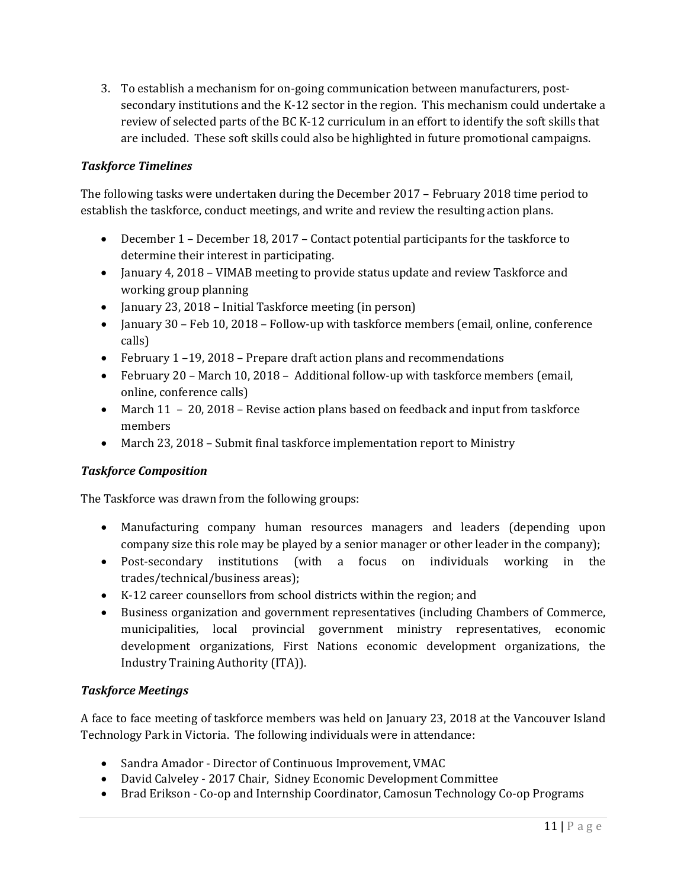3. To establish a mechanism for on-going communication between manufacturers, post-secondary institutions and the K-12 sector in the region. This mechanism could undertake a review of selected parts of the BC K-12 curriculum in an effort to identify the soft skills that are included. These soft skills could also be highlighted in future promotional campaigns.

***Taskforce Timelines***

The following tasks were undertaken during the December 2017 – February 2018 time period to establish the taskforce, conduct meetings, and write and review the resulting action plans.

- December 1 – December 18, 2017 – Contact potential participants for the taskforce to determine their interest in participating.
- January 4, 2018 – VIMAB meeting to provide status update and review Taskforce and working group planning
- January 23, 2018 – Initial Taskforce meeting (in person)
- January 30 – Feb 10, 2018 – Follow-up with taskforce members (email, online, conference calls)
- February 1 –19, 2018 – Prepare draft action plans and recommendations
- February 20 – March 10, 2018 – Additional follow-up with taskforce members (email, online, conference calls)
- March 11 – 20, 2018 – Revise action plans based on feedback and input from taskforce members
- March 23, 2018 – Submit final taskforce implementation report to Ministry

***Taskforce Composition***

The Taskforce was drawn from the following groups:

- Manufacturing company human resources managers and leaders (depending upon company size this role may be played by a senior manager or other leader in the company);
- Post-secondary institutions (with a focus on individuals working in the trades/technical/business areas);
- K-12 career counsellors from school districts within the region; and
- Business organization and government representatives (including Chambers of Commerce, municipalities, local provincial government ministry representatives, economic development organizations, First Nations economic development organizations, the Industry Training Authority (ITA)).

***Taskforce Meetings***

A face to face meeting of taskforce members was held on January 23, 2018 at the Vancouver Island Technology Park in Victoria. The following individuals were in attendance:

- Sandra Amador - Director of Continuous Improvement, VMAC
- David Calveley - 2017 Chair, Sidney Economic Development Committee
- Brad Erikson - Co-op and Internship Coordinator, Camosun Technology Co-op Programs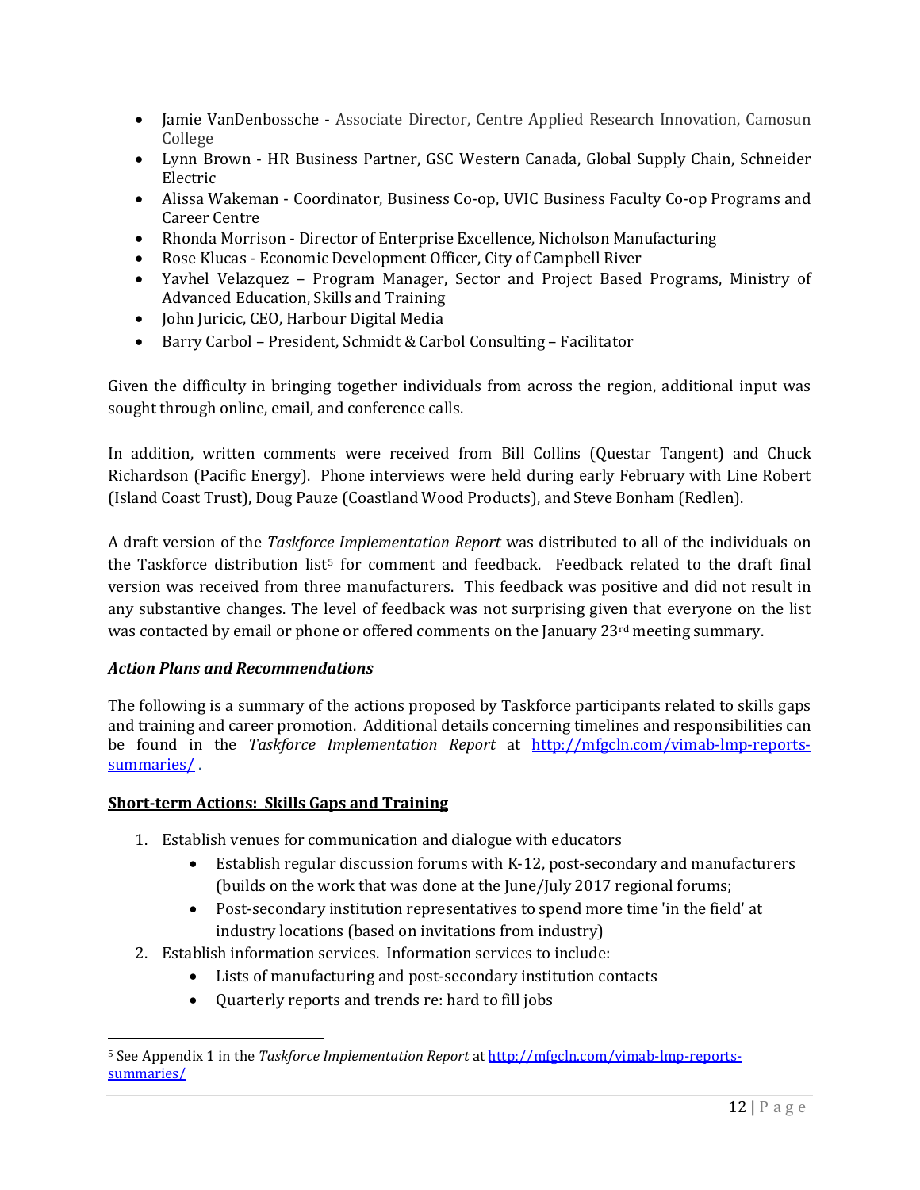- Jamie VanDenbossche - Associate Director, Centre Applied Research Innovation, Camosun College
- Lynn Brown - HR Business Partner, GSC Western Canada, Global Supply Chain, Schneider Electric
- Alissa Wakeman - Coordinator, Business Co-op, UVIC Business Faculty Co-op Programs and Career Centre
- Rhonda Morrison - Director of Enterprise Excellence, Nicholson Manufacturing
- Rose Klucas - Economic Development Officer, City of Campbell River
- Yavhel Velazquez – Program Manager, Sector and Project Based Programs, Ministry of Advanced Education, Skills and Training
- John Juricic, CEO, Harbour Digital Media
- Barry Carbol – President, Schmidt & Carbol Consulting – Facilitator

Given the difficulty in bringing together individuals from across the region, additional input was sought through online, email, and conference calls.

In addition, written comments were received from Bill Collins (Questar Tangent) and Chuck Richardson (Pacific Energy). Phone interviews were held during early February with Line Robert (Island Coast Trust), Doug Pauze (Coastland Wood Products), and Steve Bonham (Redlen).

A draft version of the *Taskforce Implementation Report* was distributed to all of the individuals on the Taskforce distribution list[5] for comment and feedback. Feedback related to the draft final version was received from three manufacturers. This feedback was positive and did not result in any substantive changes. The level of feedback was not surprising given that everyone on the list was contacted by email or phone or offered comments on the January 23rd meeting summary.

***Action Plans and Recommendations***

The following is a summary of the actions proposed by Taskforce participants related to skills gaps and training and career promotion. Additional details concerning timelines and responsibilities can be found in the *Taskforce Implementation Report* at http://mfgcln.com/vimab-lmp-reports-summaries/ .

**Short-term Actions: Skills Gaps and Training**

1. Establish venues for communication and dialogue with educators
   - Establish regular discussion forums with K-12, post-secondary and manufacturers (builds on the work that was done at the June/July 2017 regional forums;
   - Post-secondary institution representatives to spend more time 'in the field' at industry locations (based on invitations from industry)
2. Establish information services. Information services to include:
   - Lists of manufacturing and post-secondary institution contacts
   - Quarterly reports and trends re: hard to fill jobs

[5] See Appendix 1 in the *Taskforce Implementation Report* at http://mfgcln.com/vimab-lmp-reports-summaries/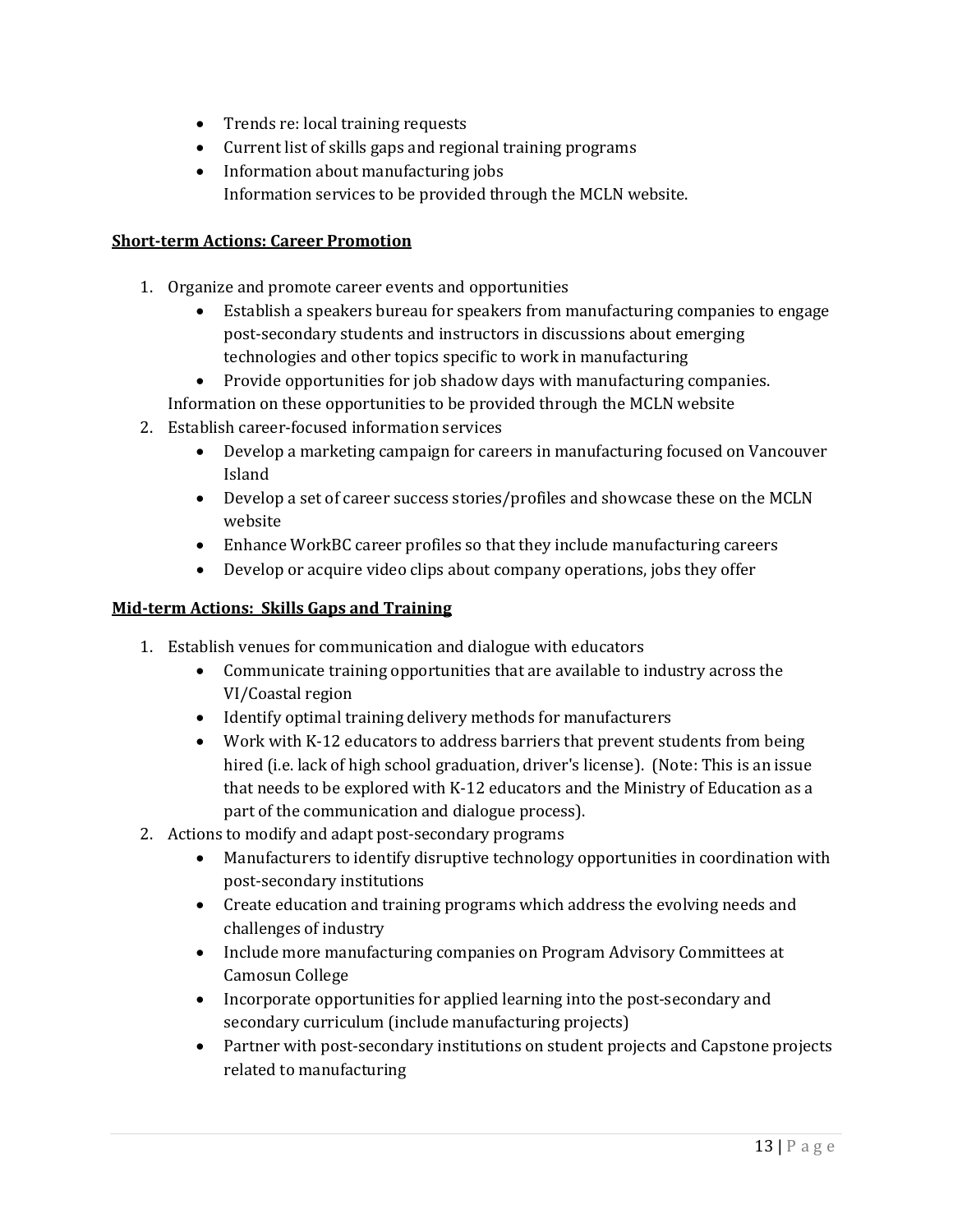- Trends re: local training requests
- Current list of skills gaps and regional training programs
- Information about manufacturing jobs
  Information services to be provided through the MCLN website.

**Short-term Actions: Career Promotion**

1. Organize and promote career events and opportunities
    - Establish a speakers bureau for speakers from manufacturing companies to engage post-secondary students and instructors in discussions about emerging technologies and other topics specific to work in manufacturing
    - Provide opportunities for job shadow days with manufacturing companies.

   Information on these opportunities to be provided through the MCLN website
2. Establish career-focused information services
    - Develop a marketing campaign for careers in manufacturing focused on Vancouver Island
    - Develop a set of career success stories/profiles and showcase these on the MCLN website
    - Enhance WorkBC career profiles so that they include manufacturing careers
    - Develop or acquire video clips about company operations, jobs they offer

**Mid-term Actions: Skills Gaps and Training**

1. Establish venues for communication and dialogue with educators
    - Communicate training opportunities that are available to industry across the VI/Coastal region
    - Identify optimal training delivery methods for manufacturers
    - Work with K-12 educators to address barriers that prevent students from being hired (i.e. lack of high school graduation, driver's license). (Note: This is an issue that needs to be explored with K-12 educators and the Ministry of Education as a part of the communication and dialogue process).
2. Actions to modify and adapt post-secondary programs
    - Manufacturers to identify disruptive technology opportunities in coordination with post-secondary institutions
    - Create education and training programs which address the evolving needs and challenges of industry
    - Include more manufacturing companies on Program Advisory Committees at Camosun College
    - Incorporate opportunities for applied learning into the post-secondary and secondary curriculum (include manufacturing projects)
    - Partner with post-secondary institutions on student projects and Capstone projects related to manufacturing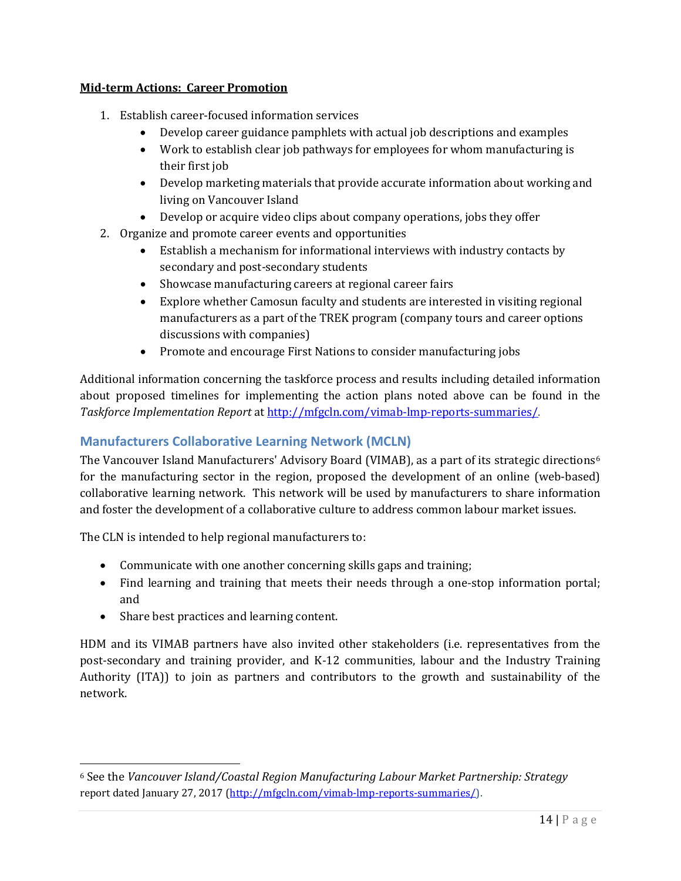**Mid-term Actions: Career Promotion**

1. Establish career-focused information services
    - Develop career guidance pamphlets with actual job descriptions and examples
    - Work to establish clear job pathways for employees for whom manufacturing is their first job
    - Develop marketing materials that provide accurate information about working and living on Vancouver Island
    - Develop or acquire video clips about company operations, jobs they offer
2. Organize and promote career events and opportunities
    - Establish a mechanism for informational interviews with industry contacts by secondary and post-secondary students
    - Showcase manufacturing careers at regional career fairs
    - Explore whether Camosun faculty and students are interested in visiting regional manufacturers as a part of the TREK program (company tours and career options discussions with companies)
    - Promote and encourage First Nations to consider manufacturing jobs

Additional information concerning the taskforce process and results including detailed information about proposed timelines for implementing the action plans noted above can be found in the *Taskforce Implementation Report* at http://mfgcln.com/vimab-lmp-reports-summaries/.

## Manufacturers Collaborative Learning Network (MCLN)

The Vancouver Island Manufacturers' Advisory Board (VIMAB), as a part of its strategic directions[6] for the manufacturing sector in the region, proposed the development of an online (web-based) collaborative learning network. This network will be used by manufacturers to share information and foster the development of a collaborative culture to address common labour market issues.

The CLN is intended to help regional manufacturers to:

- Communicate with one another concerning skills gaps and training;
- Find learning and training that meets their needs through a one-stop information portal; and
- Share best practices and learning content.

HDM and its VIMAB partners have also invited other stakeholders (i.e. representatives from the post-secondary and training provider, and K-12 communities, labour and the Industry Training Authority (ITA)) to join as partners and contributors to the growth and sustainability of the network.

---

[6] See the *Vancouver Island/Coastal Region Manufacturing Labour Market Partnership: Strategy* report dated January 27, 2017 (http://mfgcln.com/vimab-lmp-reports-summaries/).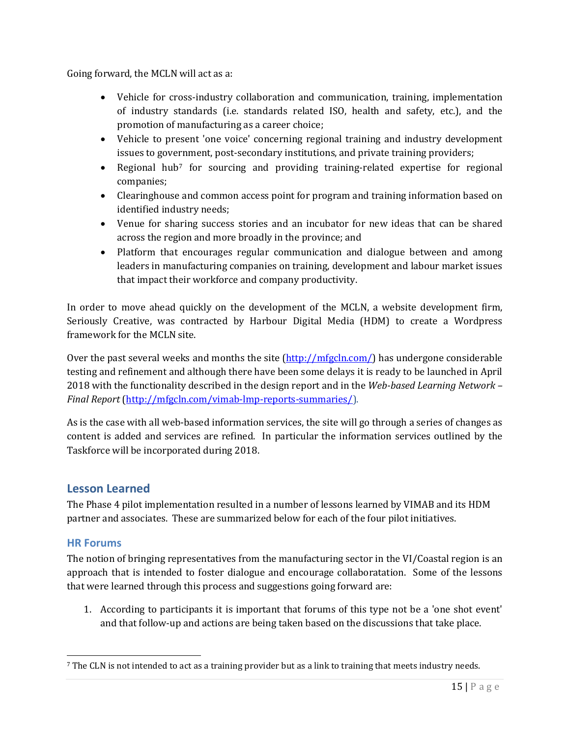Going forward, the MCLN will act as a:

- Vehicle for cross-industry collaboration and communication, training, implementation of industry standards (i.e. standards related ISO, health and safety, etc.), and the promotion of manufacturing as a career choice;
- Vehicle to present 'one voice' concerning regional training and industry development issues to government, post-secondary institutions, and private training providers;
- Regional hub[7] for sourcing and providing training-related expertise for regional companies;
- Clearinghouse and common access point for program and training information based on identified industry needs;
- Venue for sharing success stories and an incubator for new ideas that can be shared across the region and more broadly in the province; and
- Platform that encourages regular communication and dialogue between and among leaders in manufacturing companies on training, development and labour market issues that impact their workforce and company productivity.

In order to move ahead quickly on the development of the MCLN, a website development firm, Seriously Creative, was contracted by Harbour Digital Media (HDM) to create a Wordpress framework for the MCLN site.

Over the past several weeks and months the site ([http://mfgcln.com/](http://mfgcln.com/)) has undergone considerable testing and refinement and although there have been some delays it is ready to be launched in April 2018 with the functionality described in the design report and in the *Web-based Learning Network – Final Report* ([http://mfgcln.com/vimab-lmp-reports-summaries/](http://mfgcln.com/vimab-lmp-reports-summaries/)).

As is the case with all web-based information services, the site will go through a series of changes as content is added and services are refined. In particular the information services outlined by the Taskforce will be incorporated during 2018.

## Lesson Learned

The Phase 4 pilot implementation resulted in a number of lessons learned by VIMAB and its HDM partner and associates. These are summarized below for each of the four pilot initiatives.

### HR Forums

The notion of bringing representatives from the manufacturing sector in the VI/Coastal region is an approach that is intended to foster dialogue and encourage collaboratation. Some of the lessons that were learned through this process and suggestions going forward are:

1. According to participants it is important that forums of this type not be a 'one shot event' and that follow-up and actions are being taken based on the discussions that take place.

[7] The CLN is not intended to act as a training provider but as a link to training that meets industry needs.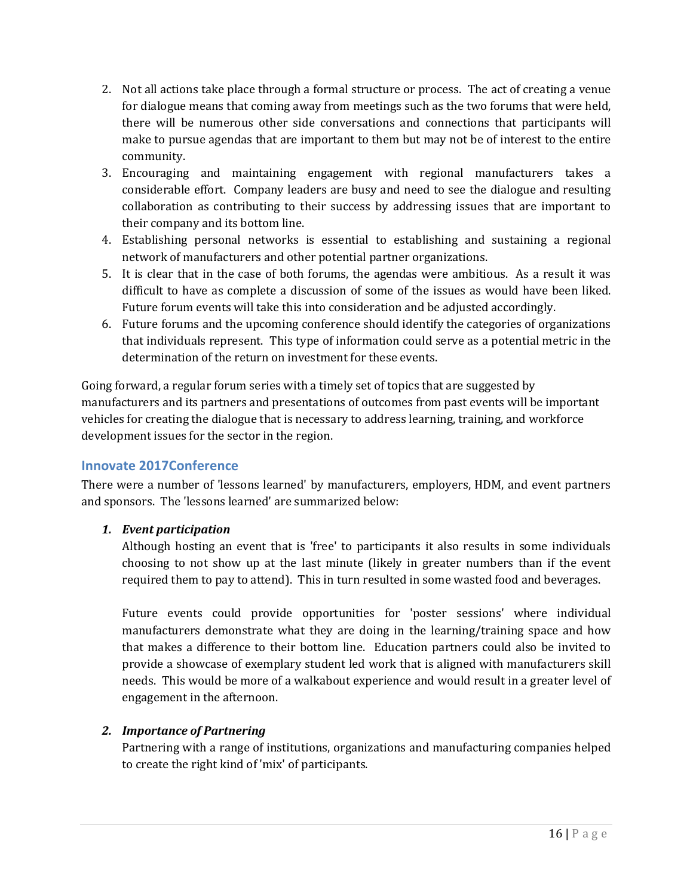2. Not all actions take place through a formal structure or process. The act of creating a venue for dialogue means that coming away from meetings such as the two forums that were held, there will be numerous other side conversations and connections that participants will make to pursue agendas that are important to them but may not be of interest to the entire community.
3. Encouraging and maintaining engagement with regional manufacturers takes a considerable effort. Company leaders are busy and need to see the dialogue and resulting collaboration as contributing to their success by addressing issues that are important to their company and its bottom line.
4. Establishing personal networks is essential to establishing and sustaining a regional network of manufacturers and other potential partner organizations.
5. It is clear that in the case of both forums, the agendas were ambitious. As a result it was difficult to have as complete a discussion of some of the issues as would have been liked. Future forum events will take this into consideration and be adjusted accordingly.
6. Future forums and the upcoming conference should identify the categories of organizations that individuals represent. This type of information could serve as a potential metric in the determination of the return on investment for these events.

Going forward, a regular forum series with a timely set of topics that are suggested by manufacturers and its partners and presentations of outcomes from past events will be important vehicles for creating the dialogue that is necessary to address learning, training, and workforce development issues for the sector in the region.

## Innovate 2017Conference

There were a number of 'lessons learned' by manufacturers, employers, HDM, and event partners and sponsors. The 'lessons learned' are summarized below:

1. ***Event participation***

   Although hosting an event that is 'free' to participants it also results in some individuals choosing to not show up at the last minute (likely in greater numbers than if the event required them to pay to attend). This in turn resulted in some wasted food and beverages.

   Future events could provide opportunities for 'poster sessions' where individual manufacturers demonstrate what they are doing in the learning/training space and how that makes a difference to their bottom line. Education partners could also be invited to provide a showcase of exemplary student led work that is aligned with manufacturers skill needs. This would be more of a walkabout experience and would result in a greater level of engagement in the afternoon.

2. ***Importance of Partnering***

   Partnering with a range of institutions, organizations and manufacturing companies helped to create the right kind of 'mix' of participants.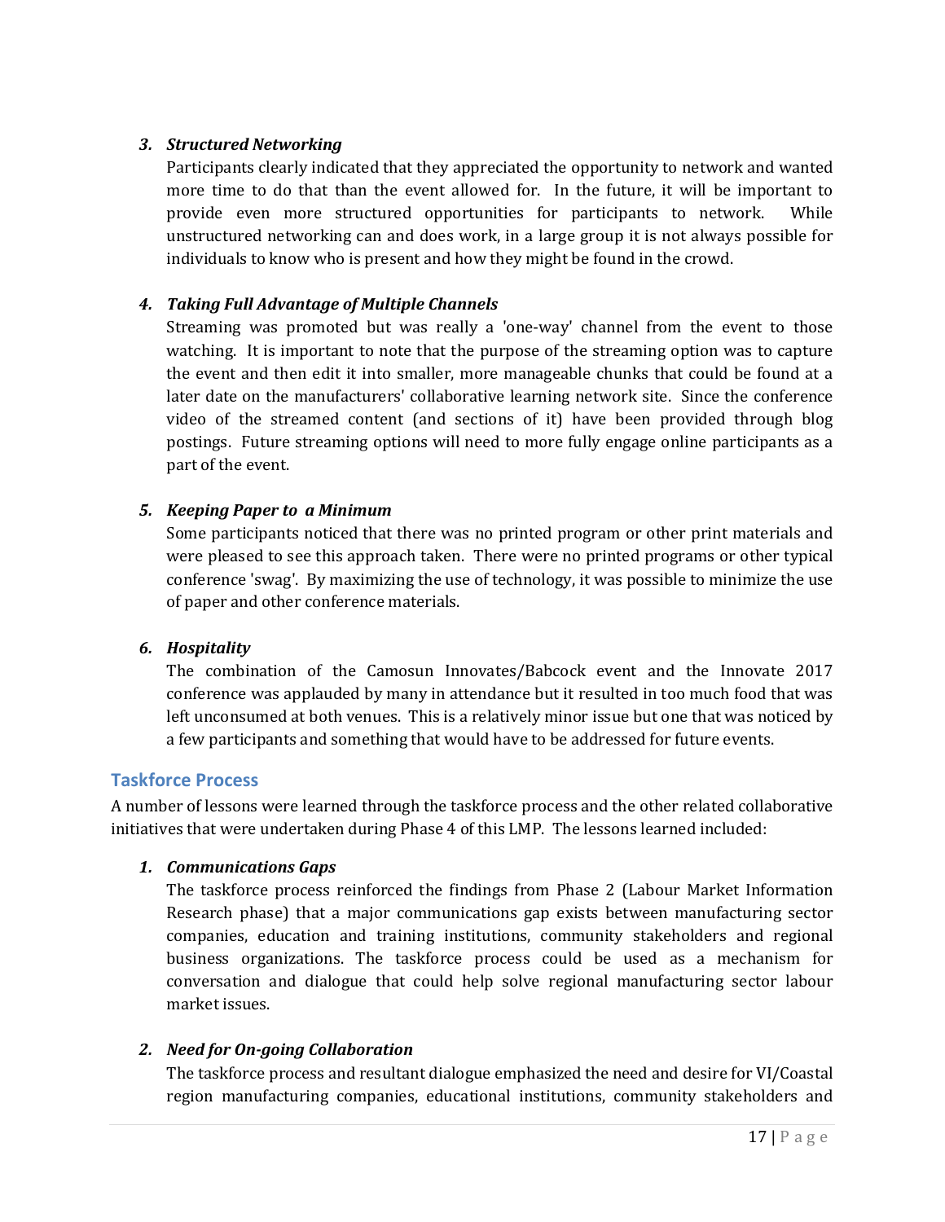3. ***Structured Networking***

   Participants clearly indicated that they appreciated the opportunity to network and wanted more time to do that than the event allowed for. In the future, it will be important to provide even more structured opportunities for participants to network. While unstructured networking can and does work, in a large group it is not always possible for individuals to know who is present and how they might be found in the crowd.

4. ***Taking Full Advantage of Multiple Channels***

   Streaming was promoted but was really a 'one-way' channel from the event to those watching. It is important to note that the purpose of the streaming option was to capture the event and then edit it into smaller, more manageable chunks that could be found at a later date on the manufacturers' collaborative learning network site. Since the conference video of the streamed content (and sections of it) have been provided through blog postings. Future streaming options will need to more fully engage online participants as a part of the event.

5. ***Keeping Paper to a Minimum***

   Some participants noticed that there was no printed program or other print materials and were pleased to see this approach taken. There were no printed programs or other typical conference 'swag'. By maximizing the use of technology, it was possible to minimize the use of paper and other conference materials.

6. ***Hospitality***

   The combination of the Camosun Innovates/Babcock event and the Innovate 2017 conference was applauded by many in attendance but it resulted in too much food that was left unconsumed at both venues. This is a relatively minor issue but one that was noticed by a few participants and something that would have to be addressed for future events.

## Taskforce Process

A number of lessons were learned through the taskforce process and the other related collaborative initiatives that were undertaken during Phase 4 of this LMP. The lessons learned included:

1. ***Communications Gaps***

   The taskforce process reinforced the findings from Phase 2 (Labour Market Information Research phase) that a major communications gap exists between manufacturing sector companies, education and training institutions, community stakeholders and regional business organizations. The taskforce process could be used as a mechanism for conversation and dialogue that could help solve regional manufacturing sector labour market issues.

2. ***Need for On-going Collaboration***

   The taskforce process and resultant dialogue emphasized the need and desire for VI/Coastal region manufacturing companies, educational institutions, community stakeholders and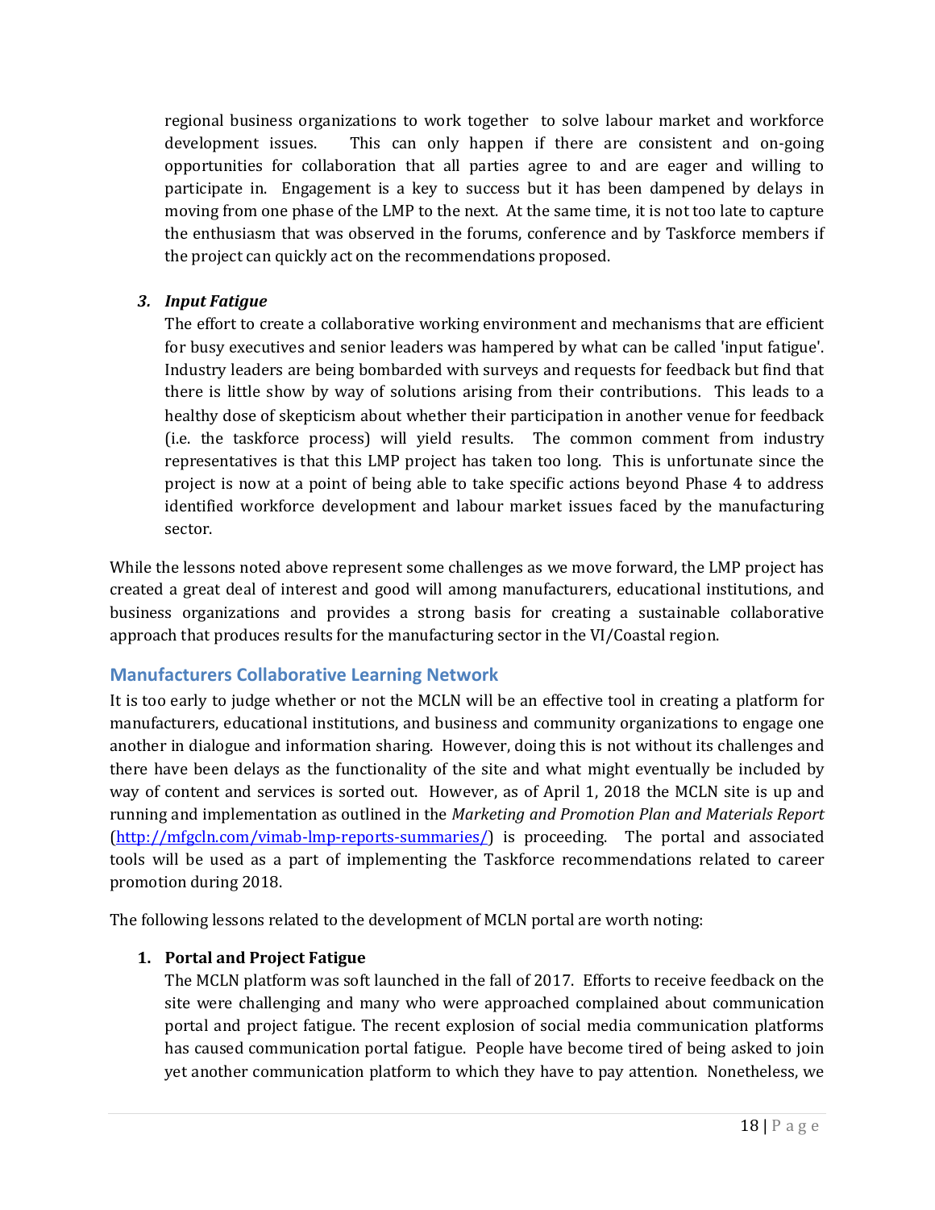regional business organizations to work together to solve labour market and workforce development issues. This can only happen if there are consistent and on-going opportunities for collaboration that all parties agree to and are eager and willing to participate in. Engagement is a key to success but it has been dampened by delays in moving from one phase of the LMP to the next. At the same time, it is not too late to capture the enthusiasm that was observed in the forums, conference and by Taskforce members if the project can quickly act on the recommendations proposed.

3. ***Input Fatigue***

   The effort to create a collaborative working environment and mechanisms that are efficient for busy executives and senior leaders was hampered by what can be called 'input fatigue'. Industry leaders are being bombarded with surveys and requests for feedback but find that there is little show by way of solutions arising from their contributions. This leads to a healthy dose of skepticism about whether their participation in another venue for feedback (i.e. the taskforce process) will yield results. The common comment from industry representatives is that this LMP project has taken too long. This is unfortunate since the project is now at a point of being able to take specific actions beyond Phase 4 to address identified workforce development and labour market issues faced by the manufacturing sector.

While the lessons noted above represent some challenges as we move forward, the LMP project has created a great deal of interest and good will among manufacturers, educational institutions, and business organizations and provides a strong basis for creating a sustainable collaborative approach that produces results for the manufacturing sector in the VI/Coastal region.

## Manufacturers Collaborative Learning Network

It is too early to judge whether or not the MCLN will be an effective tool in creating a platform for manufacturers, educational institutions, and business and community organizations to engage one another in dialogue and information sharing. However, doing this is not without its challenges and there have been delays as the functionality of the site and what might eventually be included by way of content and services is sorted out. However, as of April 1, 2018 the MCLN site is up and running and implementation as outlined in the *Marketing and Promotion Plan and Materials Report* (http://mfgcln.com/vimab-lmp-reports-summaries/) is proceeding. The portal and associated tools will be used as a part of implementing the Taskforce recommendations related to career promotion during 2018.

The following lessons related to the development of MCLN portal are worth noting:

1. **Portal and Project Fatigue**

   The MCLN platform was soft launched in the fall of 2017. Efforts to receive feedback on the site were challenging and many who were approached complained about communication portal and project fatigue. The recent explosion of social media communication platforms has caused communication portal fatigue. People have become tired of being asked to join yet another communication platform to which they have to pay attention. Nonetheless, we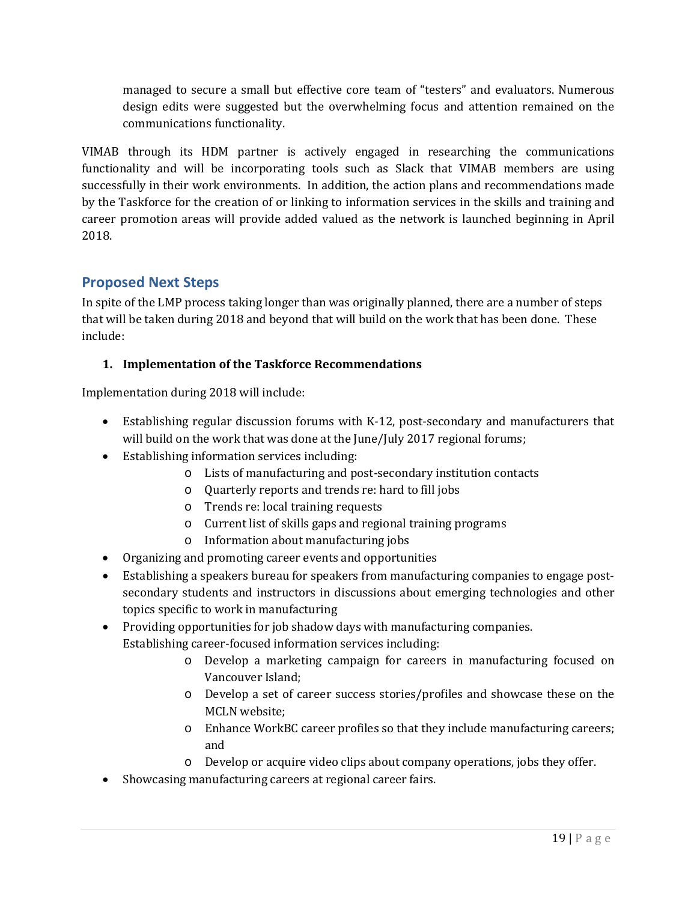managed to secure a small but effective core team of "testers" and evaluators. Numerous design edits were suggested but the overwhelming focus and attention remained on the communications functionality.

VIMAB through its HDM partner is actively engaged in researching the communications functionality and will be incorporating tools such as Slack that VIMAB members are using successfully in their work environments. In addition, the action plans and recommendations made by the Taskforce for the creation of or linking to information services in the skills and training and career promotion areas will provide added valued as the network is launched beginning in April 2018.

## Proposed Next Steps

In spite of the LMP process taking longer than was originally planned, there are a number of steps that will be taken during 2018 and beyond that will build on the work that has been done. These include:

1. **Implementation of the Taskforce Recommendations**

Implementation during 2018 will include:

- Establishing regular discussion forums with K-12, post-secondary and manufacturers that will build on the work that was done at the June/July 2017 regional forums;
- Establishing information services including:
  - Lists of manufacturing and post-secondary institution contacts
  - Quarterly reports and trends re: hard to fill jobs
  - Trends re: local training requests
  - Current list of skills gaps and regional training programs
  - Information about manufacturing jobs
- Organizing and promoting career events and opportunities
- Establishing a speakers bureau for speakers from manufacturing companies to engage post-secondary students and instructors in discussions about emerging technologies and other topics specific to work in manufacturing
- Providing opportunities for job shadow days with manufacturing companies.
  Establishing career-focused information services including:
  - Develop a marketing campaign for careers in manufacturing focused on Vancouver Island;
  - Develop a set of career success stories/profiles and showcase these on the MCLN website;
  - Enhance WorkBC career profiles so that they include manufacturing careers; and
  - Develop or acquire video clips about company operations, jobs they offer.
- Showcasing manufacturing careers at regional career fairs.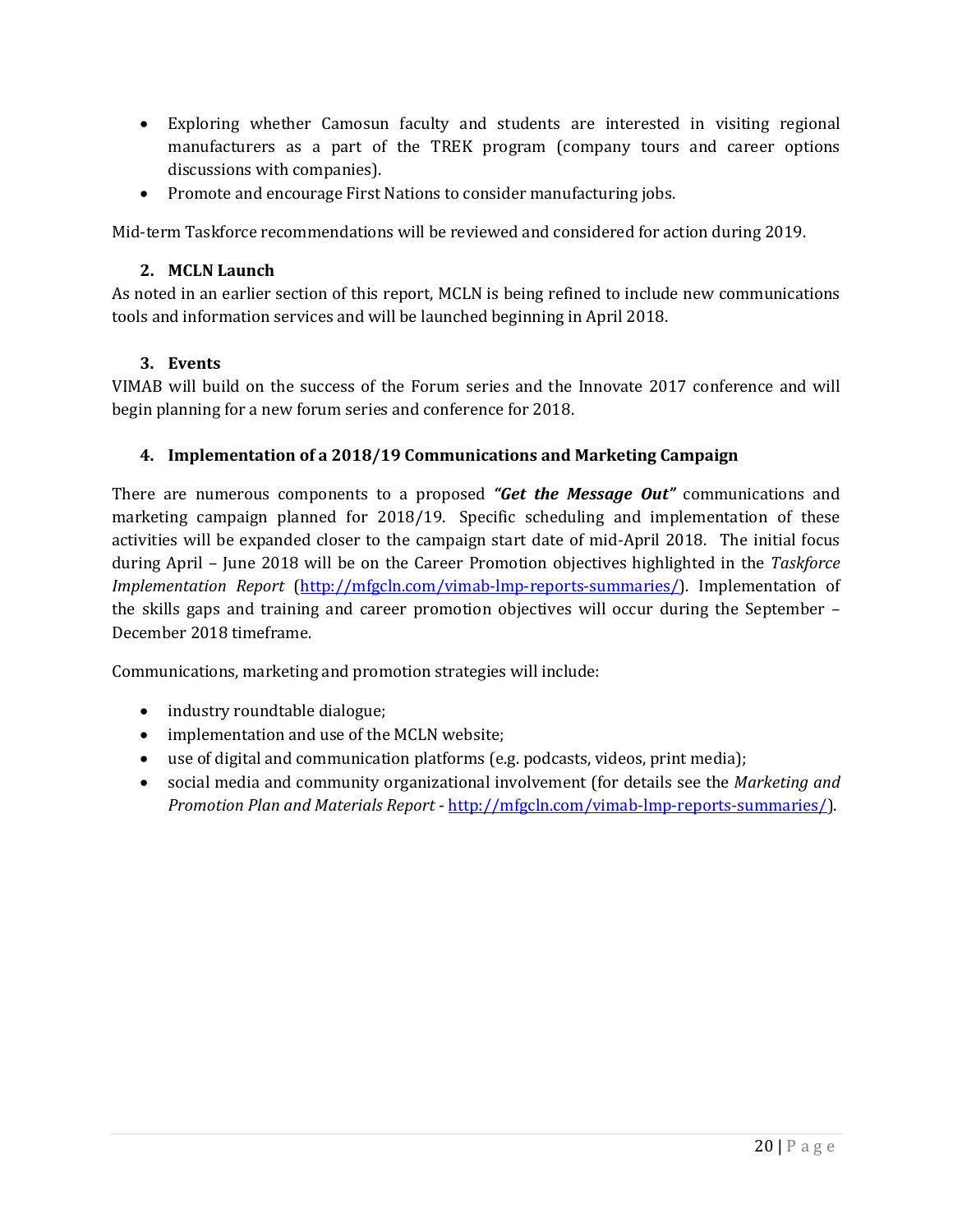- Exploring whether Camosun faculty and students are interested in visiting regional manufacturers as a part of the TREK program (company tours and career options discussions with companies).
- Promote and encourage First Nations to consider manufacturing jobs.

Mid-term Taskforce recommendations will be reviewed and considered for action during 2019.

### 2. MCLN Launch

As noted in an earlier section of this report, MCLN is being refined to include new communications tools and information services and will be launched beginning in April 2018.

### 3. Events

VIMAB will build on the success of the Forum series and the Innovate 2017 conference and will begin planning for a new forum series and conference for 2018.

### 4. Implementation of a 2018/19 Communications and Marketing Campaign

There are numerous components to a proposed ***"Get the Message Out"*** communications and marketing campaign planned for 2018/19. Specific scheduling and implementation of these activities will be expanded closer to the campaign start date of mid-April 2018. The initial focus during April – June 2018 will be on the Career Promotion objectives highlighted in the *Taskforce Implementation Report* (http://mfgcln.com/vimab-lmp-reports-summaries/). Implementation of the skills gaps and training and career promotion objectives will occur during the September – December 2018 timeframe.

Communications, marketing and promotion strategies will include:

- industry roundtable dialogue;
- implementation and use of the MCLN website;
- use of digital and communication platforms (e.g. podcasts, videos, print media);
- social media and community organizational involvement (for details see the *Marketing and Promotion Plan and Materials Report* - http://mfgcln.com/vimab-lmp-reports-summaries/).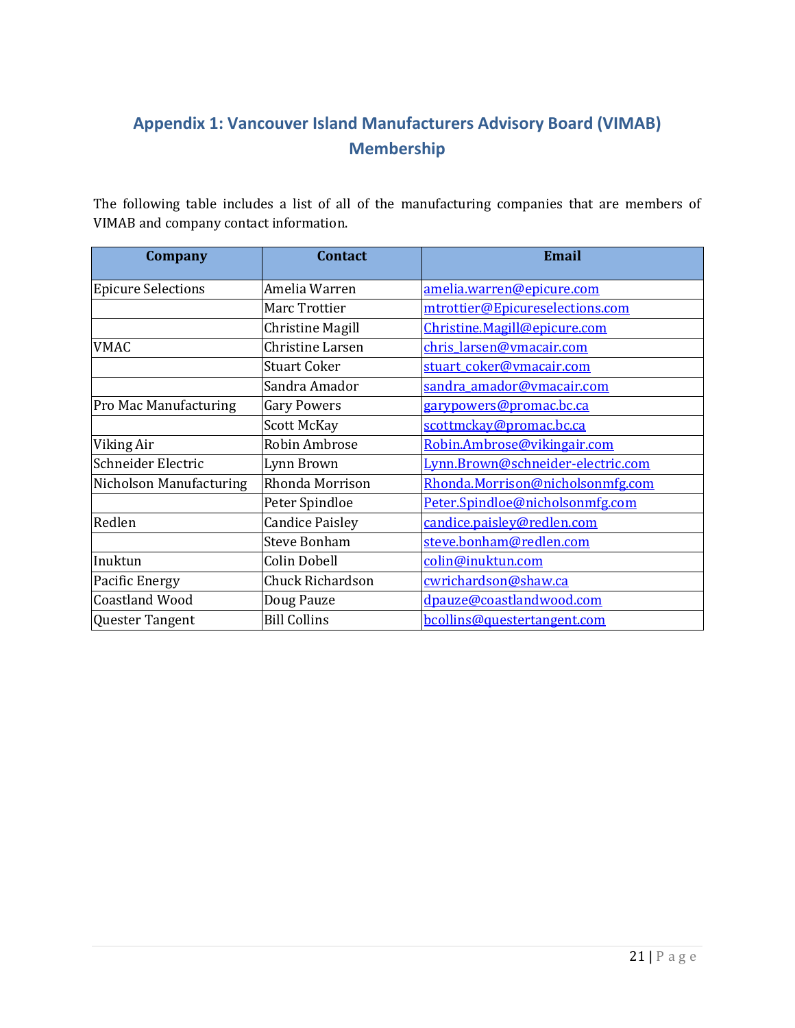## Appendix 1: Vancouver Island Manufacturers Advisory Board (VIMAB) Membership

The following table includes a list of all of the manufacturing companies that are members of VIMAB and company contact information.

| Company | Contact | Email |
|---|---|---|
| Epicure Selections | Amelia Warren | amelia.warren@epicure.com |
| | Marc Trottier | mtrottier@Epicureselections.com |
| | Christine Magill | Christine.Magill@epicure.com |
| VMAC | Christine Larsen | chris_larsen@vmacair.com |
| | Stuart Coker | stuart_coker@vmacair.com |
| | Sandra Amador | sandra_amador@vmacair.com |
| Pro Mac Manufacturing | Gary Powers | garypowers@promac.bc.ca |
| | Scott McKay | scottmckay@promac.bc.ca |
| Viking Air | Robin Ambrose | Robin.Ambrose@vikingair.com |
| Schneider Electric | Lynn Brown | Lynn.Brown@schneider-electric.com |
| Nicholson Manufacturing | Rhonda Morrison | Rhonda.Morrison@nicholsonmfg.com |
| | Peter Spindloe | Peter.Spindloe@nicholsonmfg.com |
| Redlen | Candice Paisley | candice.paisley@redlen.com |
| | Steve Bonham | steve.bonham@redlen.com |
| Inuktun | Colin Dobell | colin@inuktun.com |
| Pacific Energy | Chuck Richardson | cwrichardson@shaw.ca |
| Coastland Wood | Doug Pauze | dpauze@coastlandwood.com |
| Quester Tangent | Bill Collins | bcollins@questertangent.com |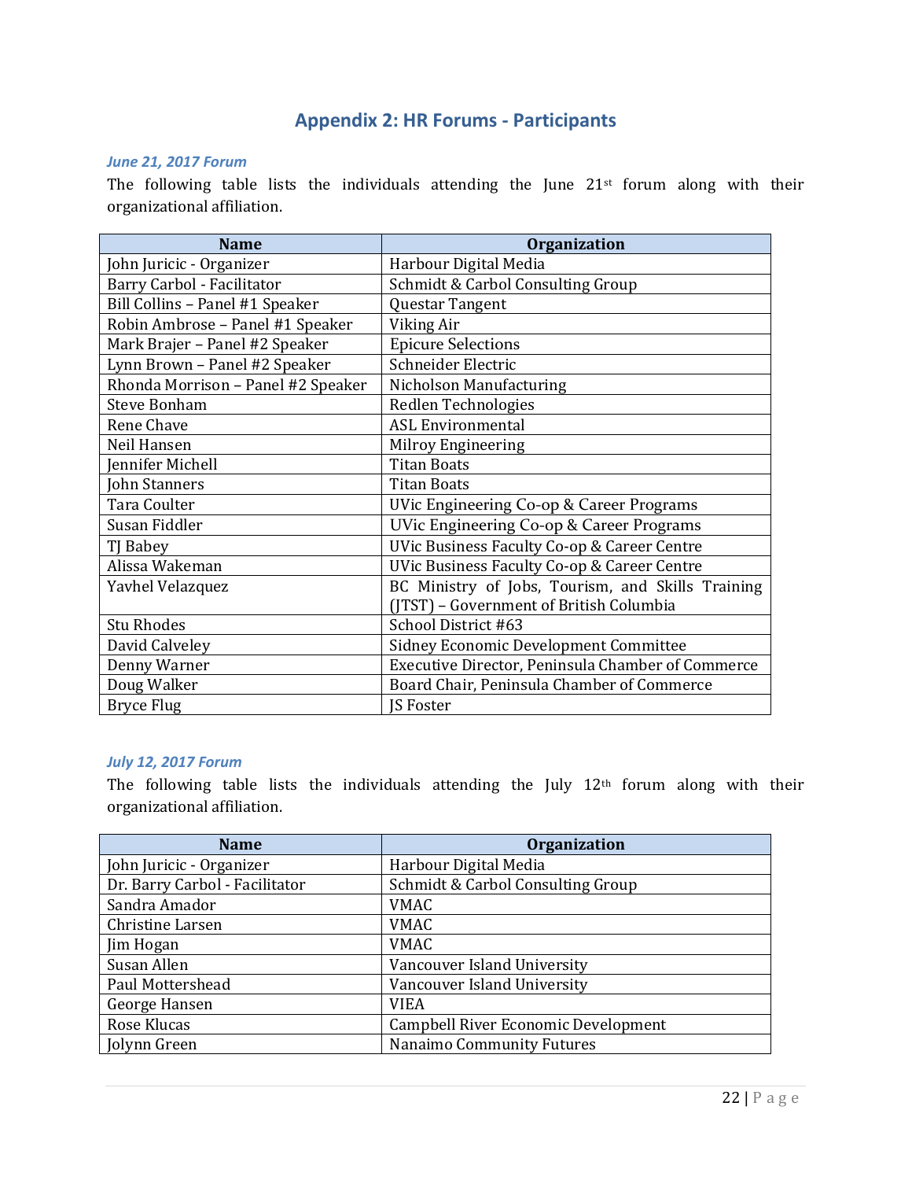# Appendix 2: HR Forums - Participants

### *June 21, 2017 Forum*

The following table lists the individuals attending the June 21st forum along with their organizational affiliation.

| Name | Organization |
|---|---|
| John Juricic - Organizer | Harbour Digital Media |
| Barry Carbol - Facilitator | Schmidt & Carbol Consulting Group |
| Bill Collins – Panel #1 Speaker | Questar Tangent |
| Robin Ambrose – Panel #1 Speaker | Viking Air |
| Mark Brajer – Panel #2 Speaker | Epicure Selections |
| Lynn Brown – Panel #2 Speaker | Schneider Electric |
| Rhonda Morrison – Panel #2 Speaker | Nicholson Manufacturing |
| Steve Bonham | Redlen Technologies |
| Rene Chave | ASL Environmental |
| Neil Hansen | Milroy Engineering |
| Jennifer Michell | Titan Boats |
| John Stanners | Titan Boats |
| Tara Coulter | UVic Engineering Co-op & Career Programs |
| Susan Fiddler | UVic Engineering Co-op & Career Programs |
| TJ Babey | UVic Business Faculty Co-op & Career Centre |
| Alissa Wakeman | UVic Business Faculty Co-op & Career Centre |
| Yavhel Velazquez | BC Ministry of Jobs, Tourism, and Skills Training (JTST) – Government of British Columbia |
| Stu Rhodes | School District #63 |
| David Calveley | Sidney Economic Development Committee |
| Denny Warner | Executive Director, Peninsula Chamber of Commerce |
| Doug Walker | Board Chair, Peninsula Chamber of Commerce |
| Bryce Flug | JS Foster |

### *July 12, 2017 Forum*

The following table lists the individuals attending the July 12th forum along with their organizational affiliation.

| Name | Organization |
|---|---|
| John Juricic - Organizer | Harbour Digital Media |
| Dr. Barry Carbol - Facilitator | Schmidt & Carbol Consulting Group |
| Sandra Amador | VMAC |
| Christine Larsen | VMAC |
| Jim Hogan | VMAC |
| Susan Allen | Vancouver Island University |
| Paul Mottershead | Vancouver Island University |
| George Hansen | VIEA |
| Rose Klucas | Campbell River Economic Development |
| Jolynn Green | Nanaimo Community Futures |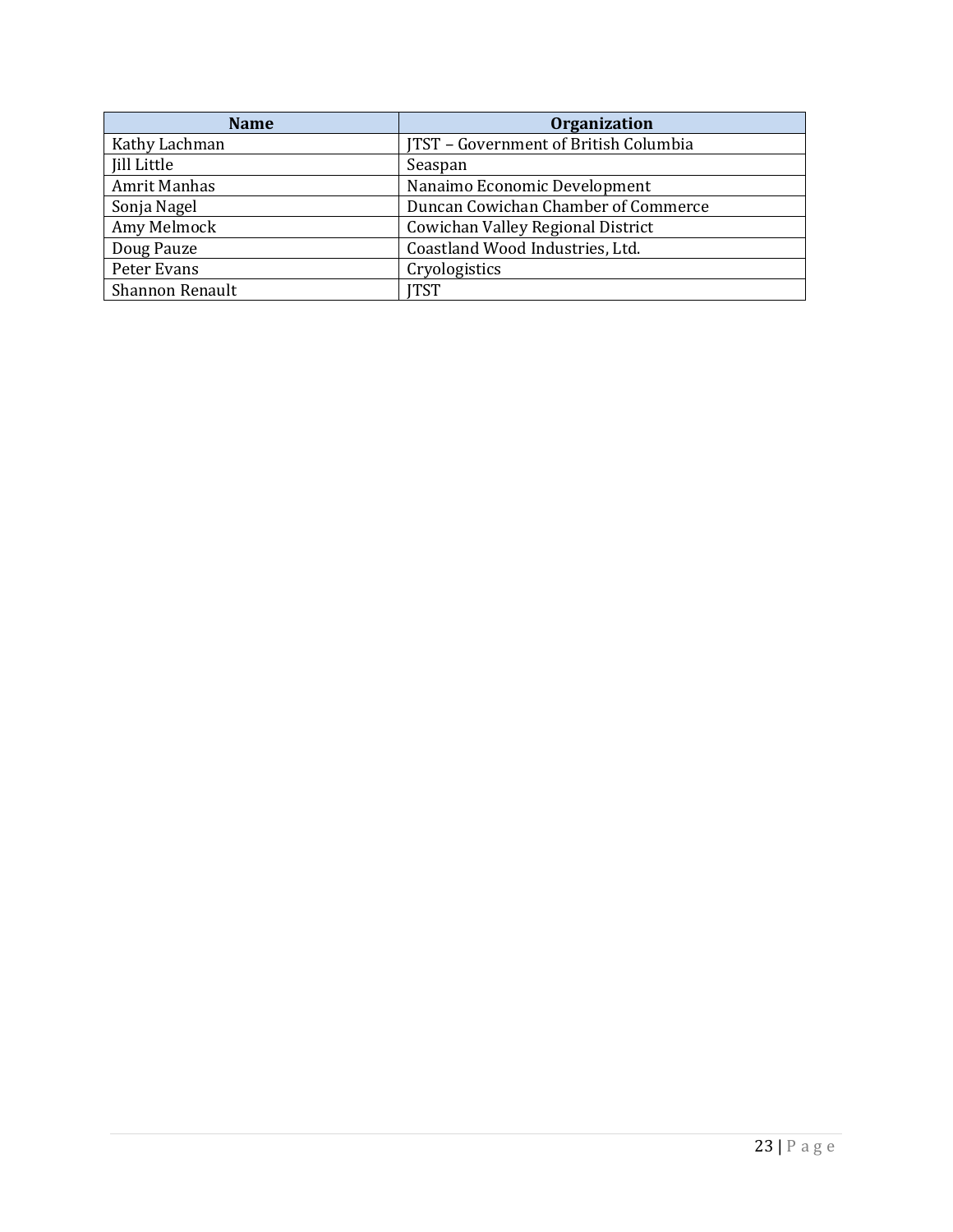| Name | Organization |
| --- | --- |
| Kathy Lachman | JTST – Government of British Columbia |
| Jill Little | Seaspan |
| Amrit Manhas | Nanaimo Economic Development |
| Sonja Nagel | Duncan Cowichan Chamber of Commerce |
| Amy Melmock | Cowichan Valley Regional District |
| Doug Pauze | Coastland Wood Industries, Ltd. |
| Peter Evans | Cryologistics |
| Shannon Renault | JTST |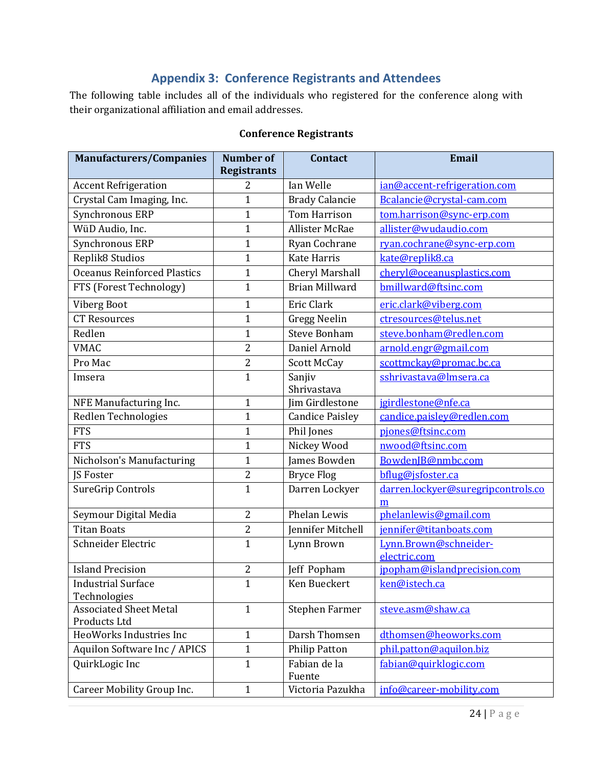## Appendix 3: Conference Registrants and Attendees

The following table includes all of the individuals who registered for the conference along with their organizational affiliation and email addresses.

**Conference Registrants**

| Manufacturers/Companies | Number of Registrants | Contact | Email |
|---|---|---|---|
| Accent Refrigeration | 2 | Ian Welle | ian@accent-refrigeration.com |
| Crystal Cam Imaging, Inc. | 1 | Brady Calancie | Bcalancie@crystal-cam.com |
| Synchronous ERP | 1 | Tom Harrison | tom.harrison@sync-erp.com |
| WüD Audio, Inc. | 1 | Allister McRae | allister@wudaudio.com |
| Synchronous ERP | 1 | Ryan Cochrane | ryan.cochrane@sync-erp.com |
| Replik8 Studios | 1 | Kate Harris | kate@replik8.ca |
| Oceanus Reinforced Plastics | 1 | Cheryl Marshall | cheryl@oceanusplastics.com |
| FTS (Forest Technology) | 1 | Brian Millward | bmillward@ftsinc.com |
| Viberg Boot | 1 | Eric Clark | eric.clark@viberg.com |
| CT Resources | 1 | Gregg Neelin | ctresources@telus.net |
| Redlen | 1 | Steve Bonham | steve.bonham@redlen.com |
| VMAC | 2 | Daniel Arnold | arnold.engr@gmail.com |
| Pro Mac | 2 | Scott McCay | scottmckay@promac.bc.ca |
| Imsera | 1 | Sanjiv Shrivastava | sshrivastava@lmsera.ca |
| NFE Manufacturing Inc. | 1 | Jim Girdlestone | jgirdlestone@nfe.ca |
| Redlen Technologies | 1 | Candice Paisley | candice.paisley@redlen.com |
| FTS | 1 | Phil Jones | pjones@ftsinc.com |
| FTS | 1 | Nickey Wood | nwood@ftsinc.com |
| Nicholson's Manufacturing | 1 | James Bowden | BowdenJB@nmbc.com |
| JS Foster | 2 | Bryce Flog | bflug@jsfoster.ca |
| SureGrip Controls | 1 | Darren Lockyer | darren.lockyer@suregripcontrols.com |
| Seymour Digital Media | 2 | Phelan Lewis | phelanlewis@gmail.com |
| Titan Boats | 2 | Jennifer Mitchell | jennifer@titanboats.com |
| Schneider Electric | 1 | Lynn Brown | Lynn.Brown@schneider-electric.com |
| Island Precision | 2 | Jeff Popham | jpopham@islandprecision.com |
| Industrial Surface Technologies | 1 | Ken Bueckert | ken@istech.ca |
| Associated Sheet Metal Products Ltd | 1 | Stephen Farmer | steve.asm@shaw.ca |
| HeoWorks Industries Inc | 1 | Darsh Thomsen | dthomsen@heoworks.com |
| Aquilon Software Inc / APICS | 1 | Philip Patton | phil.patton@aquilon.biz |
| QuirkLogic Inc | 1 | Fabian de la Fuente | fabian@quirklogic.com |
| Career Mobility Group Inc. | 1 | Victoria Pazukha | info@career-mobility.com |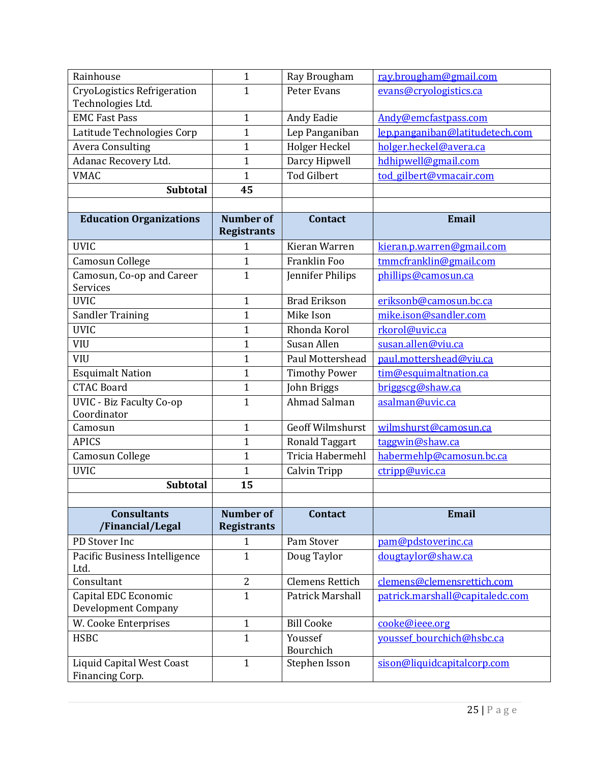| | | | |
|---|---|---|---|
| Rainhouse | 1 | Ray Brougham | ray.brougham@gmail.com |
| CryoLogistics Refrigeration Technologies Ltd. | 1 | Peter Evans | evans@cryologistics.ca |
| EMC Fast Pass | 1 | Andy Eadie | Andy@emcfastpass.com |
| Latitude Technologies Corp | 1 | Lep Panganiban | lep.panganiban@latitudetech.com |
| Avera Consulting | 1 | Holger Heckel | holger.heckel@avera.ca |
| Adanac Recovery Ltd. | 1 | Darcy Hipwell | hdhipwell@gmail.com |
| VMAC | 1 | Tod Gilbert | tod_gilbert@vmacair.com |
| **Subtotal** | **45** | | |

| Education Organizations | Number of Registrants | Contact | Email |
|---|---|---|---|
| UVIC | 1 | Kieran Warren | kieran.p.warren@gmail.com |
| Camosun College | 1 | Franklin Foo | tmmcfranklin@gmail.com |
| Camosun, Co-op and Career Services | 1 | Jennifer Philips | phillips@camosun.ca |
| UVIC | 1 | Brad Erikson | eriksonb@camosun.bc.ca |
| Sandler Training | 1 | Mike Ison | mike.ison@sandler.com |
| UVIC | 1 | Rhonda Korol | rkorol@uvic.ca |
| VIU | 1 | Susan Allen | susan.allen@viu.ca |
| VIU | 1 | Paul Mottershead | paul.mottershead@viu.ca |
| Esquimalt Nation | 1 | Timothy Power | tim@esquimaltnation.ca |
| CTAC Board | 1 | John Briggs | briggscg@shaw.ca |
| UVIC - Biz Faculty Co-op Coordinator | 1 | Ahmad Salman | asalman@uvic.ca |
| Camosun | 1 | Geoff Wilmshurst | wilmshurst@camosun.ca |
| APICS | 1 | Ronald Taggart | taggwin@shaw.ca |
| Camosun College | 1 | Tricia Habermehl | habermehlp@camosun.bc.ca |
| UVIC | 1 | Calvin Tripp | ctripp@uvic.ca |
| **Subtotal** | **15** | | |

| Consultants /Financial/Legal | Number of Registrants | Contact | Email |
|---|---|---|---|
| PD Stover Inc | 1 | Pam Stover | pam@pdstoverinc.ca |
| Pacific Business Intelligence Ltd. | 1 | Doug Taylor | dougtaylor@shaw.ca |
| Consultant | 2 | Clemens Rettich | clemens@clemensrettich.com |
| Capital EDC Economic Development Company | 1 | Patrick Marshall | patrick.marshall@capitaledc.com |
| W. Cooke Enterprises | 1 | Bill Cooke | cooke@ieee.org |
| HSBC | 1 | Youssef Bourchich | youssef_bourchich@hsbc.ca |
| Liquid Capital West Coast Financing Corp. | 1 | Stephen Isson | sison@liquidcapitalcorp.com |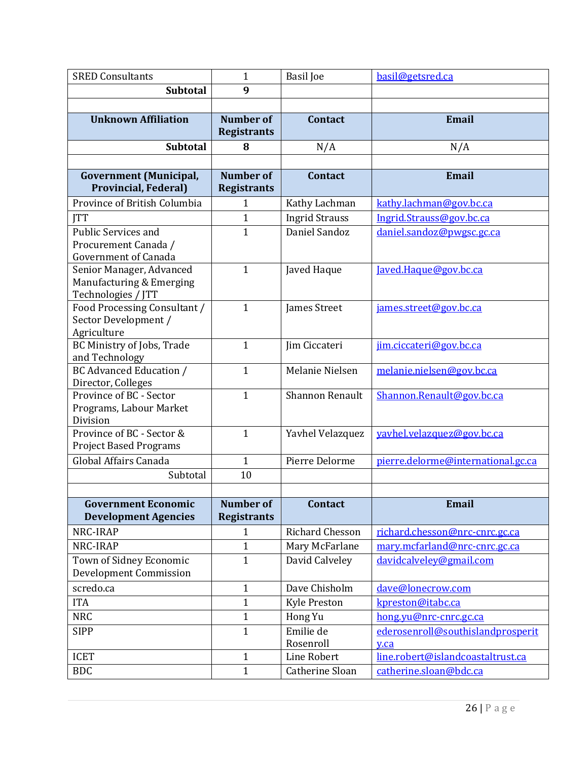| SRED Consultants | 1 | Basil Joe | basil@getsred.ca |
|---|---|---|---|
| **Subtotal** | **9** | | |
| | | | |
| **Unknown Affiliation** | **Number of Registrants** | **Contact** | **Email** |
| **Subtotal** | **8** | N/A | N/A |
| | | | |
| **Government (Municipal, Provincial, Federal)** | **Number of Registrants** | **Contact** | **Email** |
| Province of British Columbia | 1 | Kathy Lachman | kathy.lachman@gov.bc.ca |
| JTT | 1 | Ingrid Strauss | Ingrid.Strauss@gov.bc.ca |
| Public Services and Procurement Canada / Government of Canada | 1 | Daniel Sandoz | daniel.sandoz@pwgsc.gc.ca |
| Senior Manager, Advanced Manufacturing & Emerging Technologies / JTT | 1 | Javed Haque | Javed.Haque@gov.bc.ca |
| Food Processing Consultant / Sector Development / Agriculture | 1 | James Street | james.street@gov.bc.ca |
| BC Ministry of Jobs, Trade and Technology | 1 | Jim Ciccateri | jim.ciccateri@gov.bc.ca |
| BC Advanced Education / Director, Colleges | 1 | Melanie Nielsen | melanie.nielsen@gov.bc.ca |
| Province of BC - Sector Programs, Labour Market Division | 1 | Shannon Renault | Shannon.Renault@gov.bc.ca |
| Province of BC - Sector & Project Based Programs | 1 | Yavhel Velazquez | yavhel.velazquez@gov.bc.ca |
| Global Affairs Canada | 1 | Pierre Delorme | pierre.delorme@international.gc.ca |
| Subtotal | 10 | | |
| | | | |
| **Government Economic Development Agencies** | **Number of Registrants** | **Contact** | **Email** |
| NRC-IRAP | 1 | Richard Chesson | richard.chesson@nrc-cnrc.gc.ca |
| NRC-IRAP | 1 | Mary McFarlane | mary.mcfarland@nrc-cnrc.gc.ca |
| Town of Sidney Economic Development Commission | 1 | David Calveley | davidcalveley@gmail.com |
| scredo.ca | 1 | Dave Chisholm | dave@lonecrow.com |
| ITA | 1 | Kyle Preston | kpreston@itabc.ca |
| NRC | 1 | Hong Yu | hong.yu@nrc-cnrc.gc.ca |
| SIPP | 1 | Emilie de Rosenroll | ederosenroll@southislandprosperity.ca |
| ICET | 1 | Line Robert | line.robert@islandcoastaltrust.ca |
| BDC | 1 | Catherine Sloan | catherine.sloan@bdc.ca |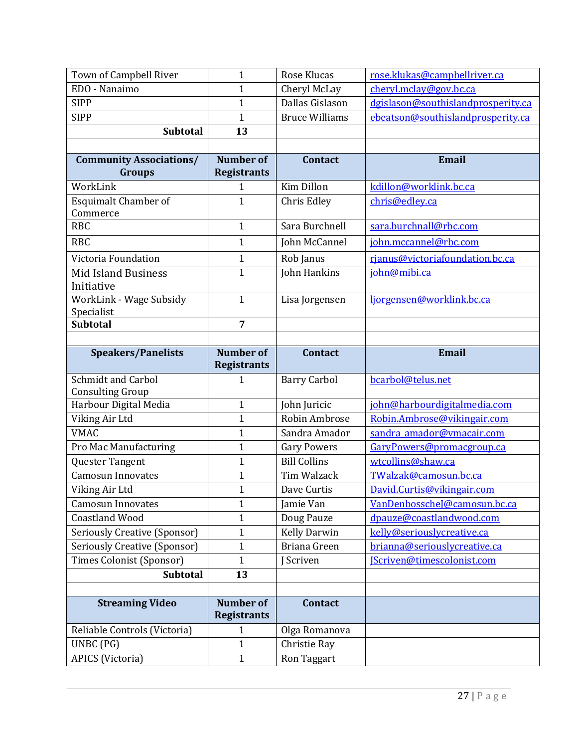| Town of Campbell River | 1 | Rose Klucas | rose.klukas@campbellriver.ca |
|---|---|---|---|
| EDO - Nanaimo | 1 | Cheryl McLay | cheryl.mclay@gov.bc.ca |
| SIPP | 1 | Dallas Gislason | dgislason@southislandprosperity.ca |
| SIPP | 1 | Bruce Williams | ebeatson@southislandprosperity.ca |
| **Subtotal** | **13** | | |
| | | | |
| **Community Associations/ Groups** | **Number of Registrants** | **Contact** | **Email** |
| WorkLink | 1 | Kim Dillon | kdillon@worklink.bc.ca |
| Esquimalt Chamber of Commerce | 1 | Chris Edley | chris@edley.ca |
| RBC | 1 | Sara Burchnell | sara.burchnall@rbc.com |
| RBC | 1 | John McCannel | john.mccannel@rbc.com |
| Victoria Foundation | 1 | Rob Janus | rjanus@victoriafoundation.bc.ca |
| Mid Island Business Initiative | 1 | John Hankins | john@mibi.ca |
| WorkLink - Wage Subsidy Specialist | 1 | Lisa Jorgensen | ljorgensen@worklink.bc.ca |
| **Subtotal** | **7** | | |
| | | | |
| **Speakers/Panelists** | **Number of Registrants** | **Contact** | **Email** |
| Schmidt and Carbol Consulting Group | 1 | Barry Carbol | bcarbol@telus.net |
| Harbour Digital Media | 1 | John Juricic | john@harbourdigitalmedia.com |
| Viking Air Ltd | 1 | Robin Ambrose | Robin.Ambrose@vikingair.com |
| VMAC | 1 | Sandra Amador | sandra_amador@vmacair.com |
| Pro Mac Manufacturing | 1 | Gary Powers | GaryPowers@promacgroup.ca |
| Quester Tangent | 1 | Bill Collins | wtcollins@shaw.ca |
| Camosun Innovates | 1 | Tim Walzack | TWalzak@camosun.bc.ca |
| Viking Air Ltd | 1 | Dave Curtis | David.Curtis@vikingair.com |
| Camosun Innovates | 1 | Jamie Van | VanDenbosscheJ@camosun.bc.ca |
| Coastland Wood | 1 | Doug Pauze | dpauze@coastlandwood.com |
| Seriously Creative (Sponsor) | 1 | Kelly Darwin | kelly@seriouslycreative.ca |
| Seriously Creative (Sponsor) | 1 | Briana Green | brianna@seriouslycreative.ca |
| Times Colonist (Sponsor) | 1 | J Scriven | JScriven@timescolonist.com |
| **Subtotal** | **13** | | |
| | | | |
| **Streaming Video** | **Number of Registrants** | **Contact** | |
| Reliable Controls (Victoria) | 1 | Olga Romanova | |
| UNBC (PG) | 1 | Christie Ray | |
| APICS (Victoria) | 1 | Ron Taggart | |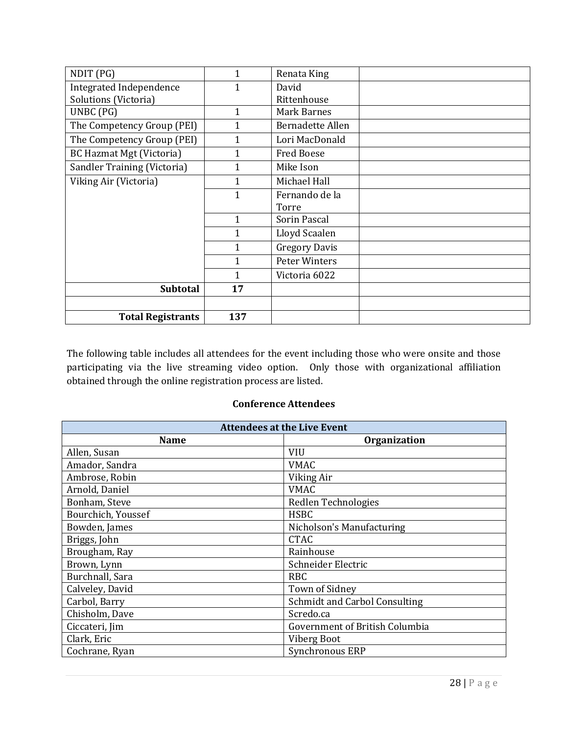| NDIT (PG) | 1 | Renata King | |
|---|---|---|---|
| Integrated Independence Solutions (Victoria) | 1 | David Rittenhouse | |
| UNBC (PG) | 1 | Mark Barnes | |
| The Competency Group (PEI) | 1 | Bernadette Allen | |
| The Competency Group (PEI) | 1 | Lori MacDonald | |
| BC Hazmat Mgt (Victoria) | 1 | Fred Boese | |
| Sandler Training (Victoria) | 1 | Mike Ison | |
| Viking Air (Victoria) | 1 | Michael Hall | |
| | 1 | Fernando de la Torre | |
| | 1 | Sorin Pascal | |
| | 1 | Lloyd Scaalen | |
| | 1 | Gregory Davis | |
| | 1 | Peter Winters | |
| | 1 | Victoria 6022 | |
| **Subtotal** | **17** | | |
| | | | |
| **Total Registrants** | **137** | | |

The following table includes all attendees for the event including those who were onsite and those participating via the live streaming video option. Only those with organizational affiliation obtained through the online registration process are listed.

**Conference Attendees**

| **Attendees at the Live Event** | |
|---|---|
| **Name** | **Organization** |
| Allen, Susan | VIU |
| Amador, Sandra | VMAC |
| Ambrose, Robin | Viking Air |
| Arnold, Daniel | VMAC |
| Bonham, Steve | Redlen Technologies |
| Bourchich, Youssef | HSBC |
| Bowden, James | Nicholson's Manufacturing |
| Briggs, John | CTAC |
| Brougham, Ray | Rainhouse |
| Brown, Lynn | Schneider Electric |
| Burchnall, Sara | RBC |
| Calveley, David | Town of Sidney |
| Carbol, Barry | Schmidt and Carbol Consulting |
| Chisholm, Dave | Scredo.ca |
| Ciccateri, Jim | Government of British Columbia |
| Clark, Eric | Viberg Boot |
| Cochrane, Ryan | Synchronous ERP |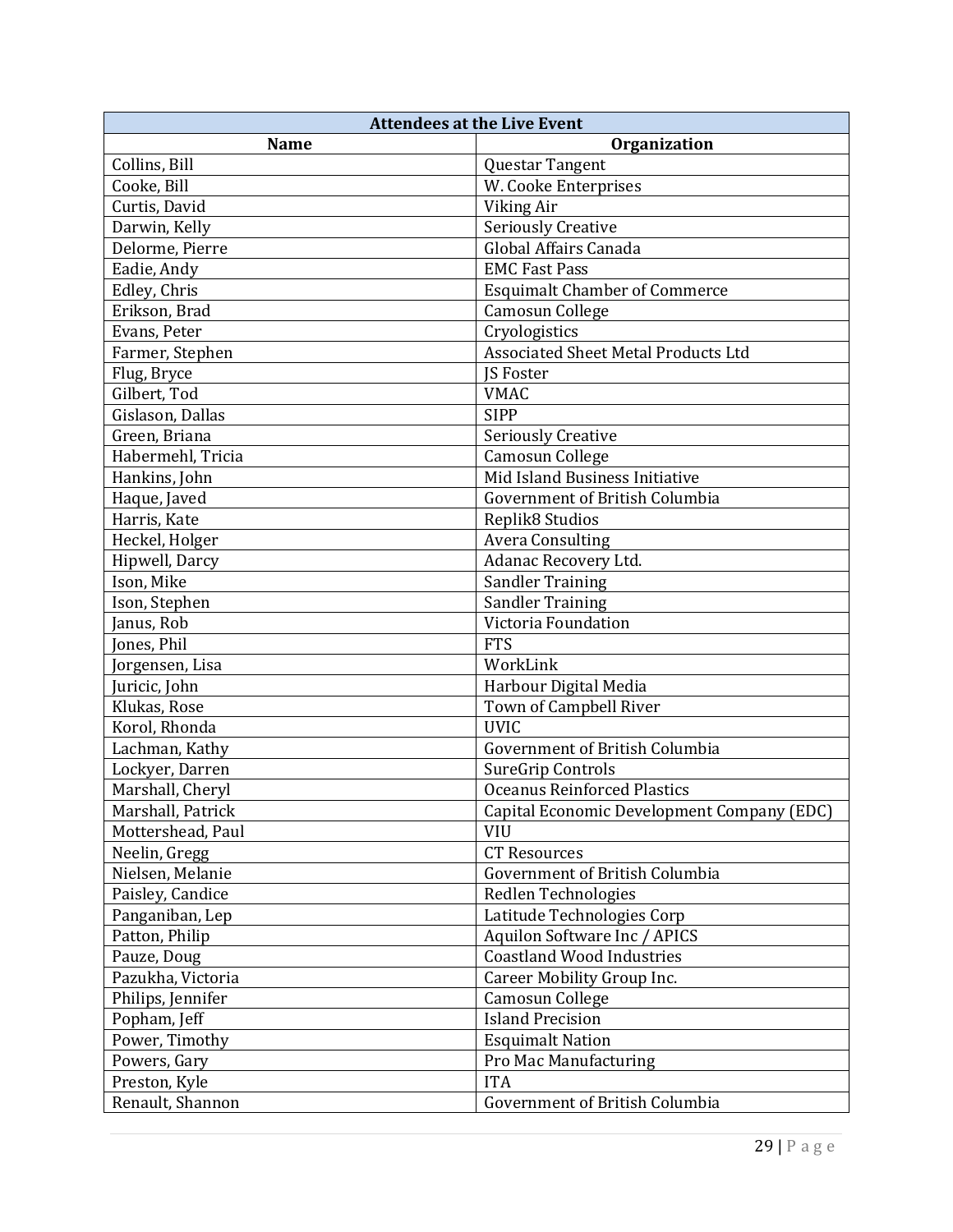| Attendees at the Live Event | |
| --- | --- |
| **Name** | **Organization** |
| Collins, Bill | Questar Tangent |
| Cooke, Bill | W. Cooke Enterprises |
| Curtis, David | Viking Air |
| Darwin, Kelly | Seriously Creative |
| Delorme, Pierre | Global Affairs Canada |
| Eadie, Andy | EMC Fast Pass |
| Edley, Chris | Esquimalt Chamber of Commerce |
| Erikson, Brad | Camosun College |
| Evans, Peter | Cryologistics |
| Farmer, Stephen | Associated Sheet Metal Products Ltd |
| Flug, Bryce | JS Foster |
| Gilbert, Tod | VMAC |
| Gislason, Dallas | SIPP |
| Green, Briana | Seriously Creative |
| Habermehl, Tricia | Camosun College |
| Hankins, John | Mid Island Business Initiative |
| Haque, Javed | Government of British Columbia |
| Harris, Kate | Replik8 Studios |
| Heckel, Holger | Avera Consulting |
| Hipwell, Darcy | Adanac Recovery Ltd. |
| Ison, Mike | Sandler Training |
| Ison, Stephen | Sandler Training |
| Janus, Rob | Victoria Foundation |
| Jones, Phil | FTS |
| Jorgensen, Lisa | WorkLink |
| Juricic, John | Harbour Digital Media |
| Klukas, Rose | Town of Campbell River |
| Korol, Rhonda | UVIC |
| Lachman, Kathy | Government of British Columbia |
| Lockyer, Darren | SureGrip Controls |
| Marshall, Cheryl | Oceanus Reinforced Plastics |
| Marshall, Patrick | Capital Economic Development Company (EDC) |
| Mottershead, Paul | VIU |
| Neelin, Gregg | CT Resources |
| Nielsen, Melanie | Government of British Columbia |
| Paisley, Candice | Redlen Technologies |
| Panganiban, Lep | Latitude Technologies Corp |
| Patton, Philip | Aquilon Software Inc / APICS |
| Pauze, Doug | Coastland Wood Industries |
| Pazukha, Victoria | Career Mobility Group Inc. |
| Philips, Jennifer | Camosun College |
| Popham, Jeff | Island Precision |
| Power, Timothy | Esquimalt Nation |
| Powers, Gary | Pro Mac Manufacturing |
| Preston, Kyle | ITA |
| Renault, Shannon | Government of British Columbia |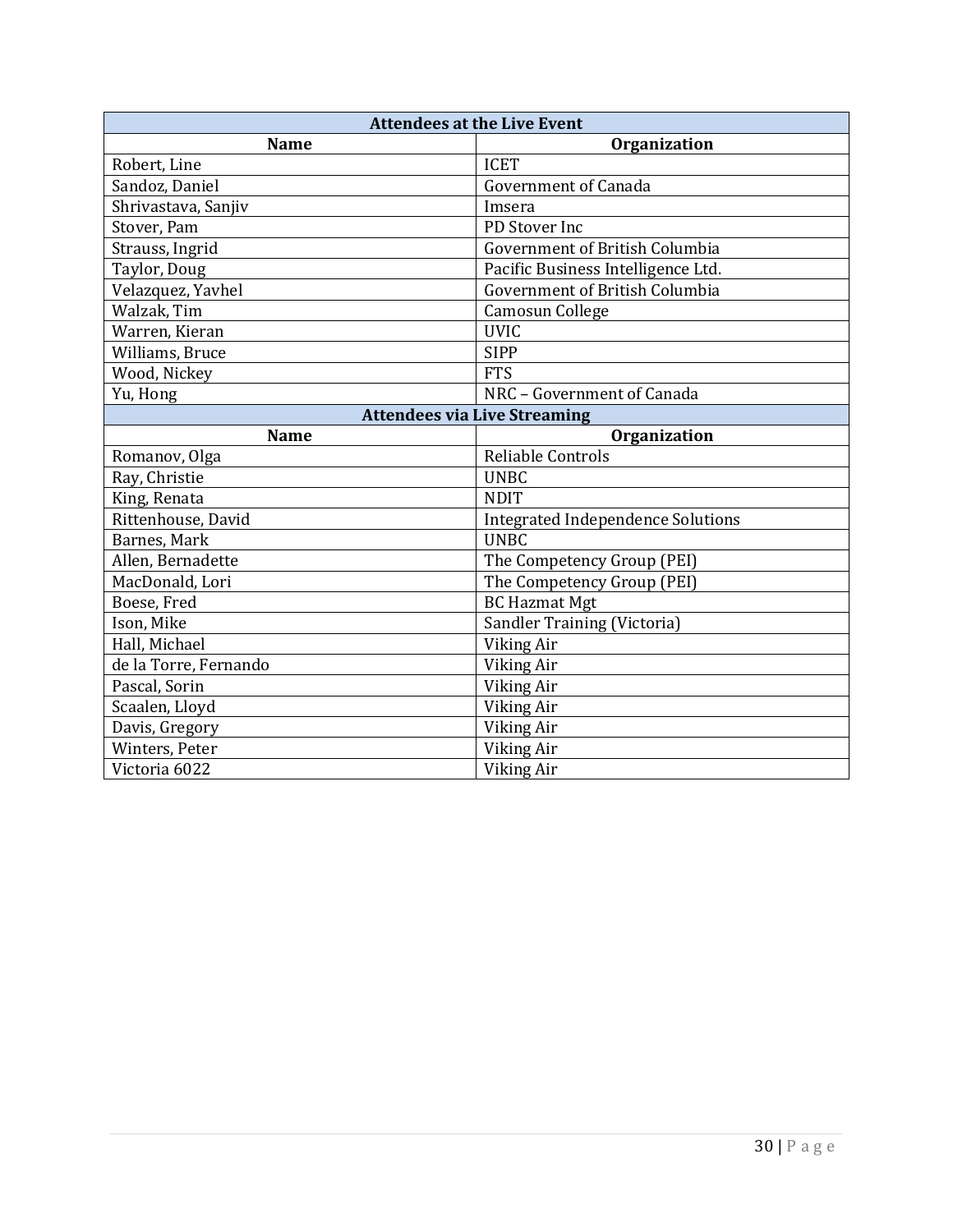| Attendees at the Live Event | |
|---|---|
| **Name** | **Organization** |
| Robert, Line | ICET |
| Sandoz, Daniel | Government of Canada |
| Shrivastava, Sanjiv | Imsera |
| Stover, Pam | PD Stover Inc |
| Strauss, Ingrid | Government of British Columbia |
| Taylor, Doug | Pacific Business Intelligence Ltd. |
| Velazquez, Yavhel | Government of British Columbia |
| Walzak, Tim | Camosun College |
| Warren, Kieran | UVIC |
| Williams, Bruce | SIPP |
| Wood, Nickey | FTS |
| Yu, Hong | NRC – Government of Canada |
| **Attendees via Live Streaming** | |
| **Name** | **Organization** |
| Romanov, Olga | Reliable Controls |
| Ray, Christie | UNBC |
| King, Renata | NDIT |
| Rittenhouse, David | Integrated Independence Solutions |
| Barnes, Mark | UNBC |
| Allen, Bernadette | The Competency Group (PEI) |
| MacDonald, Lori | The Competency Group (PEI) |
| Boese, Fred | BC Hazmat Mgt |
| Ison, Mike | Sandler Training (Victoria) |
| Hall, Michael | Viking Air |
| de la Torre, Fernando | Viking Air |
| Pascal, Sorin | Viking Air |
| Scaalen, Lloyd | Viking Air |
| Davis, Gregory | Viking Air |
| Winters, Peter | Viking Air |
| Victoria 6022 | Viking Air |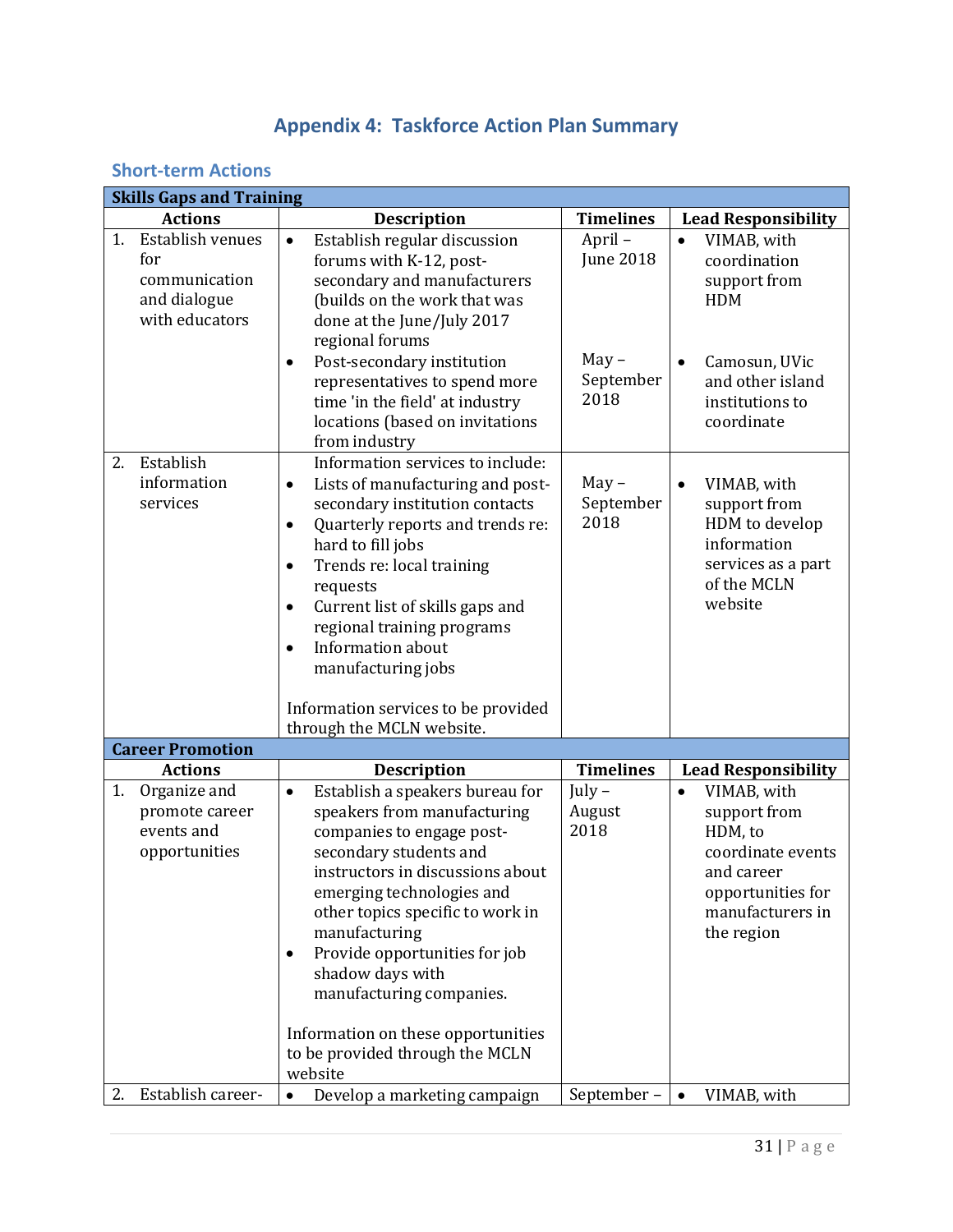# Appendix 4: Taskforce Action Plan Summary

## Short-term Actions

| Skills Gaps and Training | | | |
|---|---|---|---|
| **Actions** | **Description** | **Timelines** | **Lead Responsibility** |
| 1. Establish venues for communication and dialogue with educators | • Establish regular discussion forums with K-12, post-secondary and manufacturers (builds on the work that was done at the June/July 2017 regional forums<br>• Post-secondary institution representatives to spend more time 'in the field' at industry locations (based on invitations from industry | April – June 2018<br><br>May – September 2018 | • VIMAB, with coordination support from HDM<br><br>• Camosun, UVic and other island institutions to coordinate |
| 2. Establish information services | Information services to include:<br>• Lists of manufacturing and post-secondary institution contacts<br>• Quarterly reports and trends re: hard to fill jobs<br>• Trends re: local training requests<br>• Current list of skills gaps and regional training programs<br>• Information about manufacturing jobs<br><br>Information services to be provided through the MCLN website. | May – September 2018 | • VIMAB, with support from HDM to develop information services as a part of the MCLN website |
| **Career Promotion** | | | |
| **Actions** | **Description** | **Timelines** | **Lead Responsibility** |
| 1. Organize and promote career events and opportunities | • Establish a speakers bureau for speakers from manufacturing companies to engage post-secondary students and instructors in discussions about emerging technologies and other topics specific to work in manufacturing<br>• Provide opportunities for job shadow days with manufacturing companies.<br><br>Information on these opportunities to be provided through the MCLN website | July – August 2018 | • VIMAB, with support from HDM, to coordinate events and career opportunities for manufacturers in the region |
| 2. Establish career- | • Develop a marketing campaign | September – | • VIMAB, with |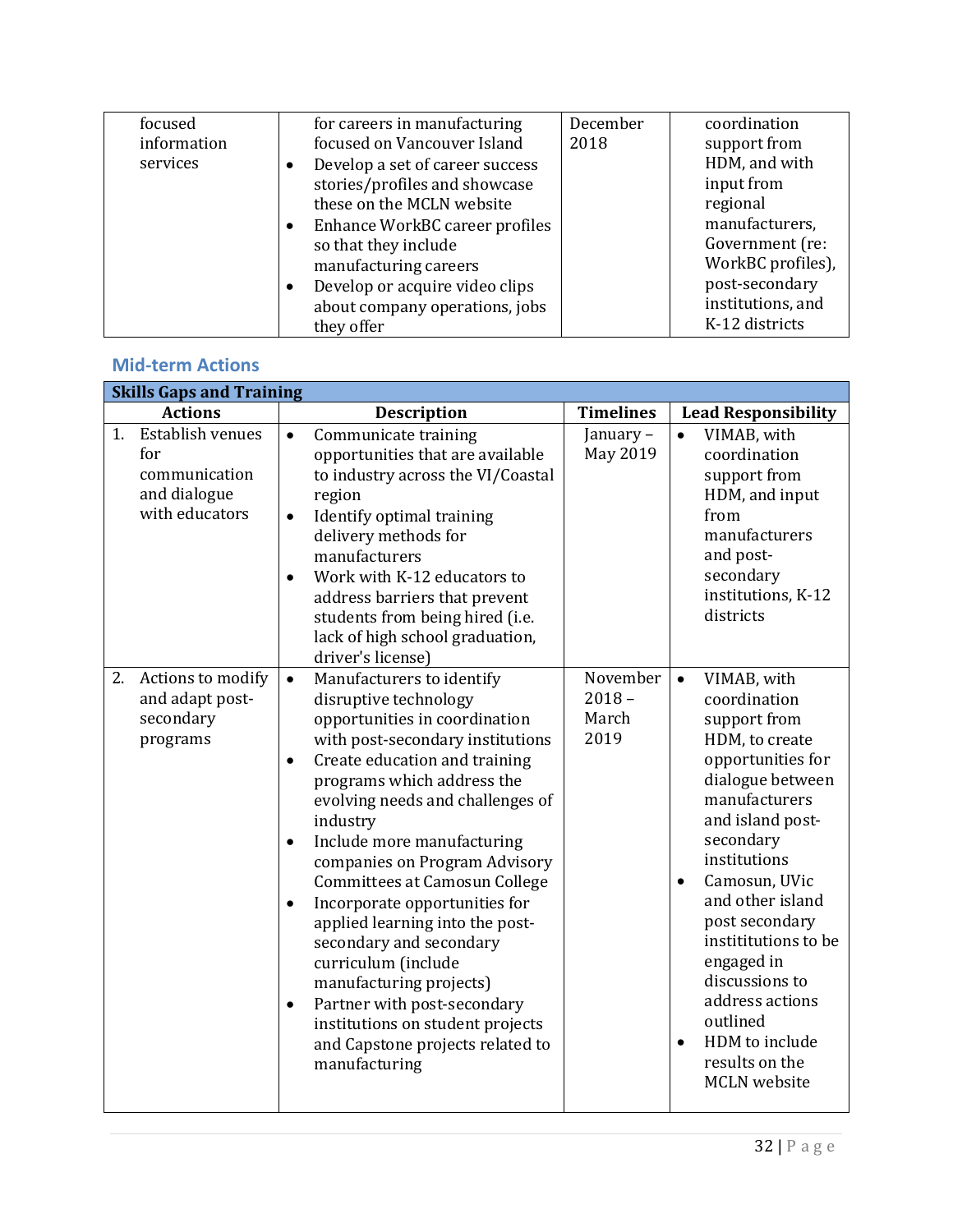| | | | |
|---|---|---|---|
| focused information services | for careers in manufacturing focused on Vancouver Island<br>• Develop a set of career success stories/profiles and showcase these on the MCLN website<br>• Enhance WorkBC career profiles so that they include manufacturing careers<br>• Develop or acquire video clips about company operations, jobs they offer | December 2018 | coordination support from HDM, and with input from regional manufacturers, Government (re: WorkBC profiles), post-secondary institutions, and K-12 districts |

## Mid-term Actions

| Skills Gaps and Training | | | |
|---|---|---|---|
| **Actions** | **Description** | **Timelines** | **Lead Responsibility** |
| 1. Establish venues for communication and dialogue with educators | • Communicate training opportunities that are available to industry across the VI/Coastal region<br>• Identify optimal training delivery methods for manufacturers<br>• Work with K-12 educators to address barriers that prevent students from being hired (i.e. lack of high school graduation, driver's license) | January – May 2019 | • VIMAB, with coordination support from HDM, and input from manufacturers and post-secondary institutions, K-12 districts |
| 2. Actions to modify and adapt post-secondary programs | • Manufacturers to identify disruptive technology opportunities in coordination with post-secondary institutions<br>• Create education and training programs which address the evolving needs and challenges of industry<br>• Include more manufacturing companies on Program Advisory Committees at Camosun College<br>• Incorporate opportunities for applied learning into the post-secondary and secondary curriculum (include manufacturing projects)<br>• Partner with post-secondary institutions on student projects and Capstone projects related to manufacturing | November 2018 – March 2019 | • VIMAB, with coordination support from HDM, to create opportunities for dialogue between manufacturers and island post-secondary institutions<br>• Camosun, UVic and other island post secondary instititutions to be engaged in discussions to address actions outlined<br>• HDM to include results on the MCLN website |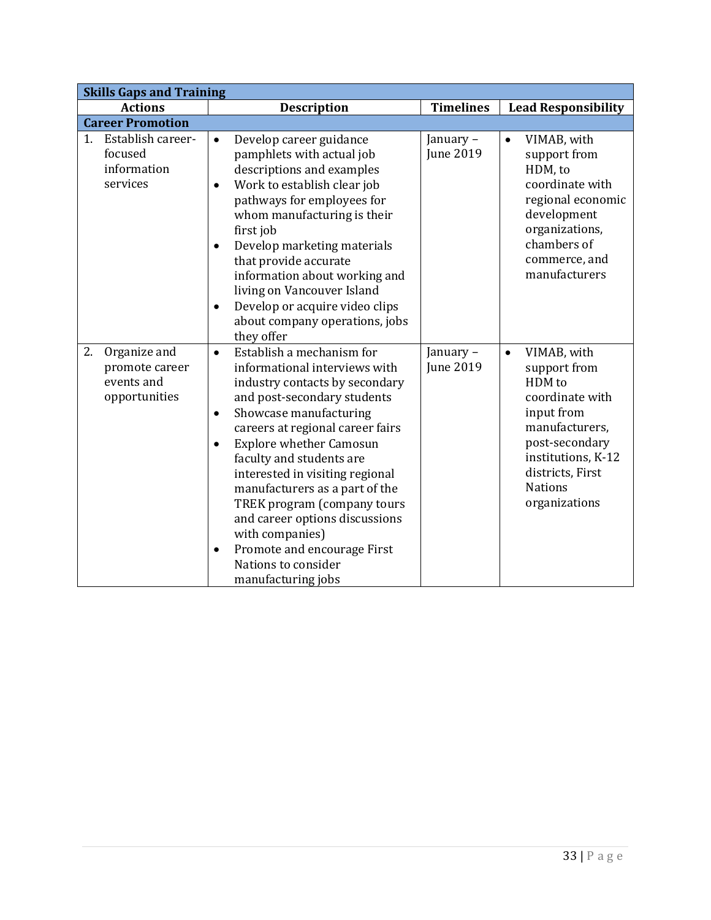| Skills Gaps and Training | | | |
|---|---|---|---|
| **Actions** | **Description** | **Timelines** | **Lead Responsibility** |
| **Career Promotion** | | | |
| 1. Establish career-focused information services | • Develop career guidance pamphlets with actual job descriptions and examples<br>• Work to establish clear job pathways for employees for whom manufacturing is their first job<br>• Develop marketing materials that provide accurate information about working and living on Vancouver Island<br>• Develop or acquire video clips about company operations, jobs they offer | January – June 2019 | • VIMAB, with support from HDM, to coordinate with regional economic development organizations, chambers of commerce, and manufacturers |
| 2. Organize and promote career events and opportunities | • Establish a mechanism for informational interviews with industry contacts by secondary and post-secondary students<br>• Showcase manufacturing careers at regional career fairs<br>• Explore whether Camosun faculty and students are interested in visiting regional manufacturers as a part of the TREK program (company tours and career options discussions with companies)<br>• Promote and encourage First Nations to consider manufacturing jobs | January – June 2019 | • VIMAB, with support from HDM to coordinate with input from manufacturers, post-secondary institutions, K-12 districts, First Nations organizations |